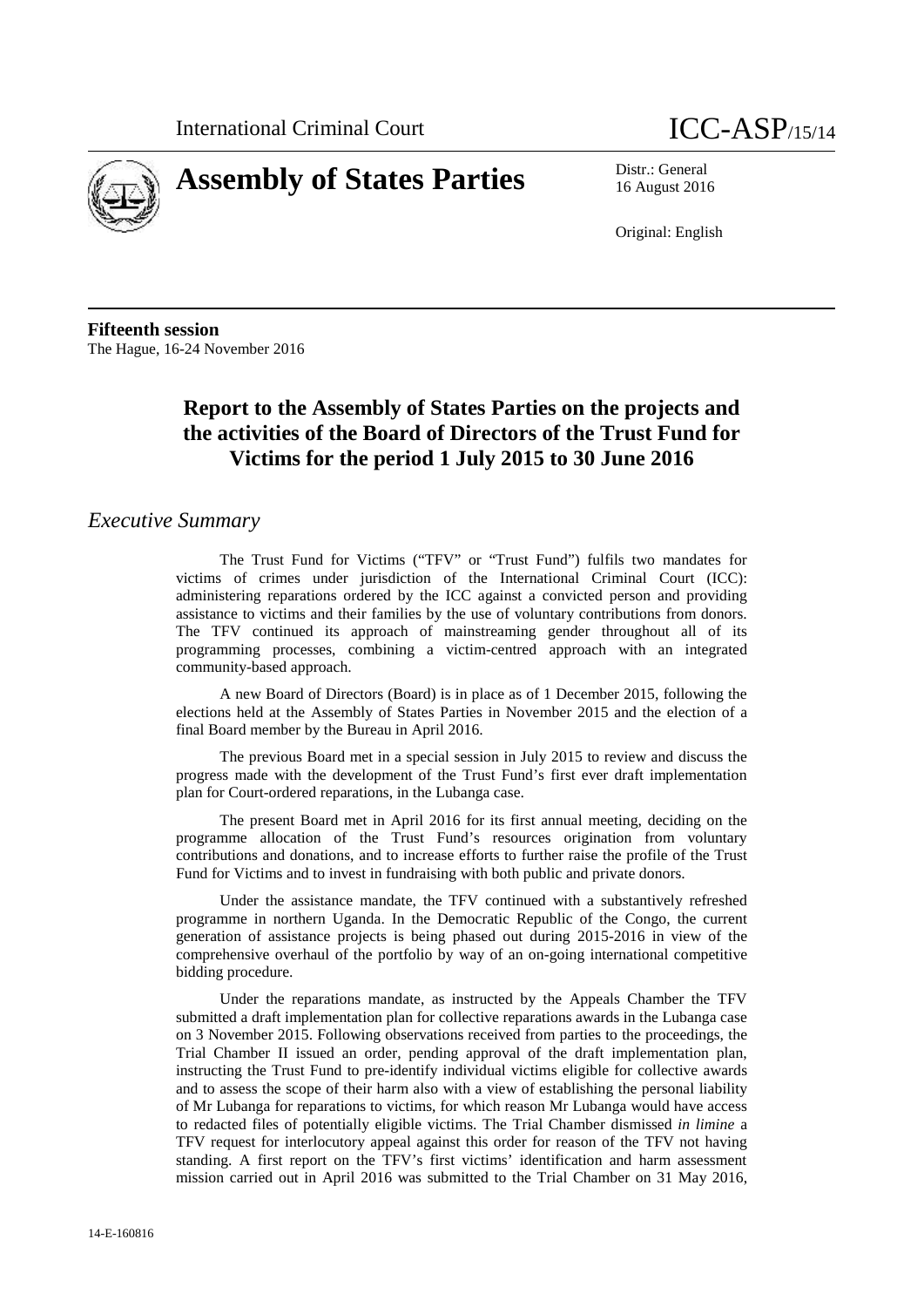International Criminal Court

ICC-ASP/15/14

# Assembly of States Parties

Distr.: General
16 August 2016

Original: English

**Fifteenth session**
The Hague, 16-24 November 2016

## Report to the Assembly of States Parties on the projects and the activities of the Board of Directors of the Trust Fund for Victims for the period 1 July 2015 to 30 June 2016

### *Executive Summary*

The Trust Fund for Victims ("TFV" or "Trust Fund") fulfils two mandates for victims of crimes under jurisdiction of the International Criminal Court (ICC): administering reparations ordered by the ICC against a convicted person and providing assistance to victims and their families by the use of voluntary contributions from donors. The TFV continued its approach of mainstreaming gender throughout all of its programming processes, combining a victim-centred approach with an integrated community-based approach.

A new Board of Directors (Board) is in place as of 1 December 2015, following the elections held at the Assembly of States Parties in November 2015 and the election of a final Board member by the Bureau in April 2016.

The previous Board met in a special session in July 2015 to review and discuss the progress made with the development of the Trust Fund's first ever draft implementation plan for Court-ordered reparations, in the Lubanga case.

The present Board met in April 2016 for its first annual meeting, deciding on the programme allocation of the Trust Fund's resources origination from voluntary contributions and donations, and to increase efforts to further raise the profile of the Trust Fund for Victims and to invest in fundraising with both public and private donors.

Under the assistance mandate, the TFV continued with a substantively refreshed programme in northern Uganda. In the Democratic Republic of the Congo, the current generation of assistance projects is being phased out during 2015-2016 in view of the comprehensive overhaul of the portfolio by way of an on-going international competitive bidding procedure.

Under the reparations mandate, as instructed by the Appeals Chamber the TFV submitted a draft implementation plan for collective reparations awards in the Lubanga case on 3 November 2015. Following observations received from parties to the proceedings, the Trial Chamber II issued an order, pending approval of the draft implementation plan, instructing the Trust Fund to pre-identify individual victims eligible for collective awards and to assess the scope of their harm also with a view of establishing the personal liability of Mr Lubanga for reparations to victims, for which reason Mr Lubanga would have access to redacted files of potentially eligible victims. The Trial Chamber dismissed *in limine* a TFV request for interlocutory appeal against this order for reason of the TFV not having standing. A first report on the TFV's first victims' identification and harm assessment mission carried out in April 2016 was submitted to the Trial Chamber on 31 May 2016,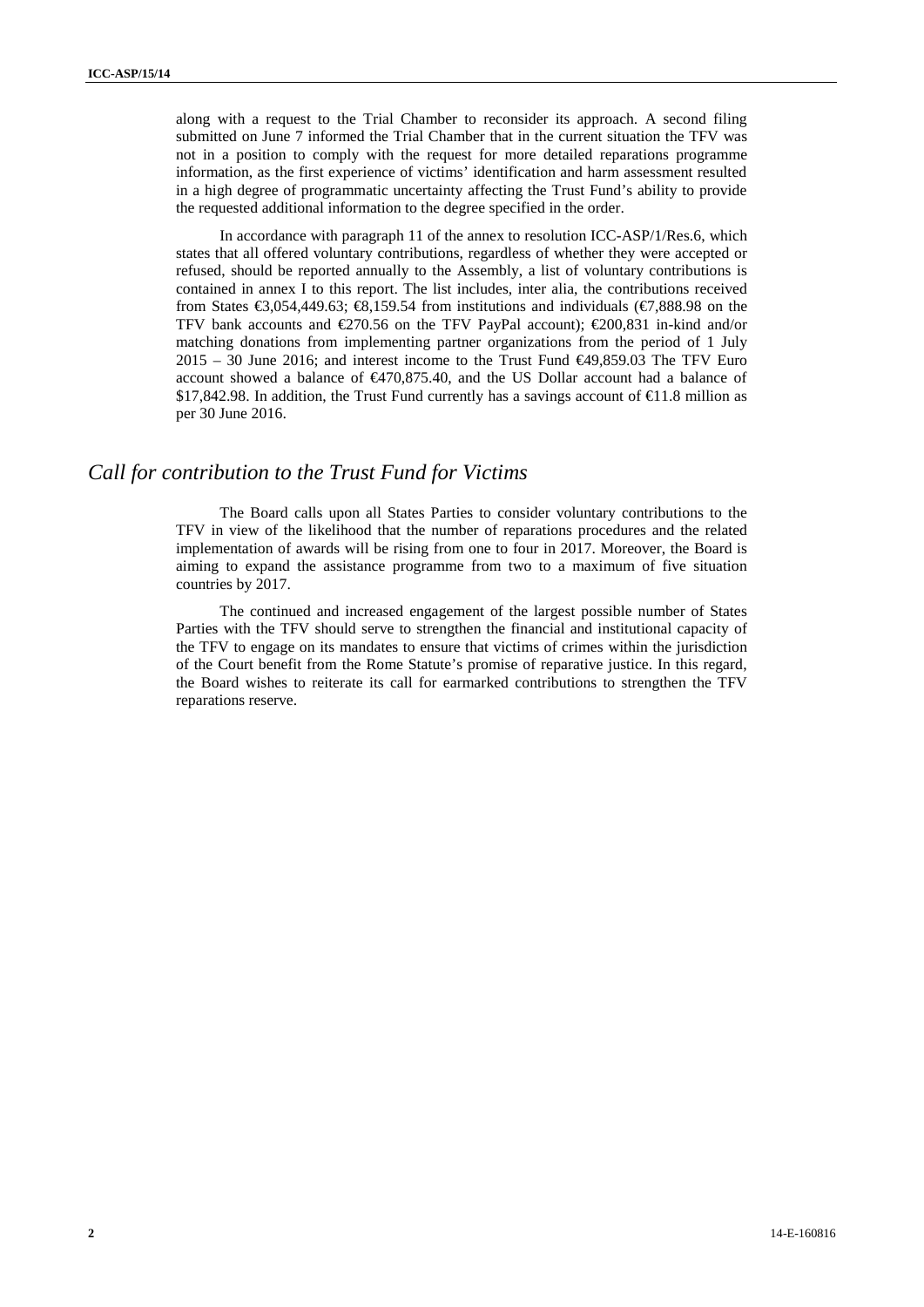along with a request to the Trial Chamber to reconsider its approach. A second filing submitted on June 7 informed the Trial Chamber that in the current situation the TFV was not in a position to comply with the request for more detailed reparations programme information, as the first experience of victims' identification and harm assessment resulted in a high degree of programmatic uncertainty affecting the Trust Fund's ability to provide the requested additional information to the degree specified in the order.

In accordance with paragraph 11 of the annex to resolution ICC-ASP/1/Res.6, which states that all offered voluntary contributions, regardless of whether they were accepted or refused, should be reported annually to the Assembly, a list of voluntary contributions is contained in annex I to this report. The list includes, inter alia, the contributions received from States €3,054,449.63; €8,159.54 from institutions and individuals (€7,888.98 on the TFV bank accounts and €270.56 on the TFV PayPal account); €200,831 in-kind and/or matching donations from implementing partner organizations from the period of 1 July 2015 – 30 June 2016; and interest income to the Trust Fund €49,859.03 The TFV Euro account showed a balance of €470,875.40, and the US Dollar account had a balance of $17,842.98. In addition, the Trust Fund currently has a savings account of €11.8 million as per 30 June 2016.

## *Call for contribution to the Trust Fund for Victims*

The Board calls upon all States Parties to consider voluntary contributions to the TFV in view of the likelihood that the number of reparations procedures and the related implementation of awards will be rising from one to four in 2017. Moreover, the Board is aiming to expand the assistance programme from two to a maximum of five situation countries by 2017.

The continued and increased engagement of the largest possible number of States Parties with the TFV should serve to strengthen the financial and institutional capacity of the TFV to engage on its mandates to ensure that victims of crimes within the jurisdiction of the Court benefit from the Rome Statute's promise of reparative justice. In this regard, the Board wishes to reiterate its call for earmarked contributions to strengthen the TFV reparations reserve.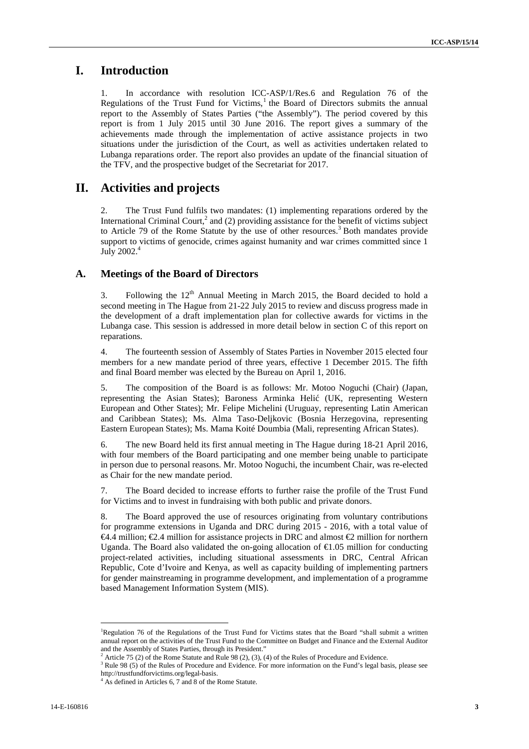# I. Introduction

1. In accordance with resolution ICC-ASP/1/Res.6 and Regulation 76 of the Regulations of the Trust Fund for Victims,[1] the Board of Directors submits the annual report to the Assembly of States Parties ("the Assembly"). The period covered by this report is from 1 July 2015 until 30 June 2016. The report gives a summary of the achievements made through the implementation of active assistance projects in two situations under the jurisdiction of the Court, as well as activities undertaken related to Lubanga reparations order. The report also provides an update of the financial situation of the TFV, and the prospective budget of the Secretariat for 2017.

# II. Activities and projects

2. The Trust Fund fulfils two mandates: (1) implementing reparations ordered by the International Criminal Court,[2] and (2) providing assistance for the benefit of victims subject to Article 79 of the Rome Statute by the use of other resources.[3] Both mandates provide support to victims of genocide, crimes against humanity and war crimes committed since 1 July 2002.[4]

## A. Meetings of the Board of Directors

3. Following the 12th Annual Meeting in March 2015, the Board decided to hold a second meeting in The Hague from 21-22 July 2015 to review and discuss progress made in the development of a draft implementation plan for collective awards for victims in the Lubanga case. This session is addressed in more detail below in section C of this report on reparations.

4. The fourteenth session of Assembly of States Parties in November 2015 elected four members for a new mandate period of three years, effective 1 December 2015. The fifth and final Board member was elected by the Bureau on April 1, 2016.

5. The composition of the Board is as follows: Mr. Motoo Noguchi (Chair) (Japan, representing the Asian States); Baroness Arminka Helić (UK, representing Western European and Other States); Mr. Felipe Michelini (Uruguay, representing Latin American and Caribbean States); Ms. Alma Taso-Deljkovic (Bosnia Herzegovina, representing Eastern European States); Ms. Mama Koité Doumbia (Mali, representing African States).

6. The new Board held its first annual meeting in The Hague during 18-21 April 2016, with four members of the Board participating and one member being unable to participate in person due to personal reasons. Mr. Motoo Noguchi, the incumbent Chair, was re-elected as Chair for the new mandate period.

7. The Board decided to increase efforts to further raise the profile of the Trust Fund for Victims and to invest in fundraising with both public and private donors.

8. The Board approved the use of resources originating from voluntary contributions for programme extensions in Uganda and DRC during 2015 - 2016, with a total value of €4.4 million; €2.4 million for assistance projects in DRC and almost €2 million for northern Uganda. The Board also validated the on-going allocation of €1.05 million for conducting project-related activities, including situational assessments in DRC, Central African Republic, Cote d'Ivoire and Kenya, as well as capacity building of implementing partners for gender mainstreaming in programme development, and implementation of a programme based Management Information System (MIS).

---

[1] Regulation 76 of the Regulations of the Trust Fund for Victims states that the Board "shall submit a written annual report on the activities of the Trust Fund to the Committee on Budget and Finance and the External Auditor and the Assembly of States Parties, through its President."

[2] Article 75 (2) of the Rome Statute and Rule 98 (2), (3), (4) of the Rules of Procedure and Evidence.

[3] Rule 98 (5) of the Rules of Procedure and Evidence. For more information on the Fund's legal basis, please see http://trustfundforvictims.org/legal-basis.

[4] As defined in Articles 6, 7 and 8 of the Rome Statute.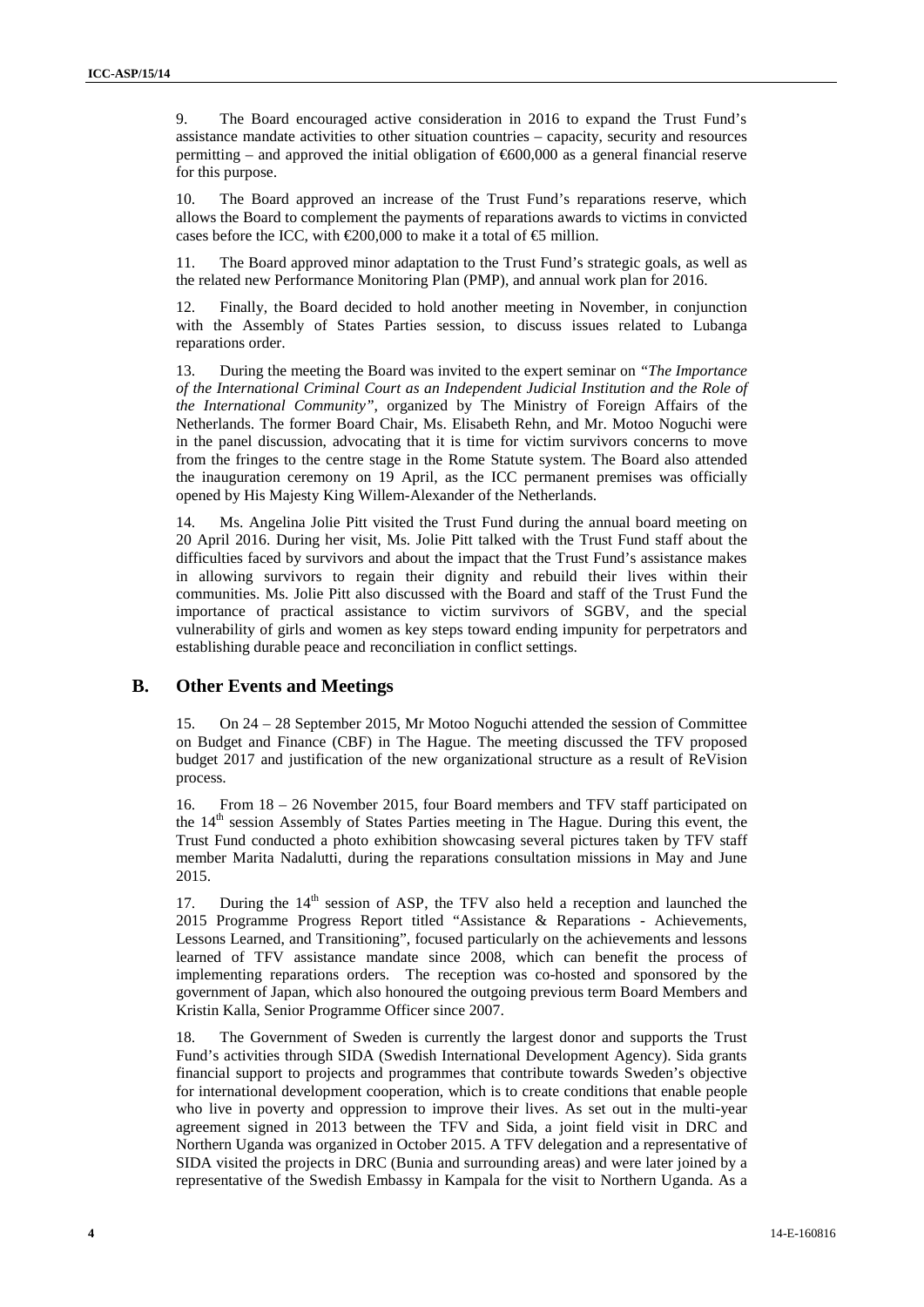9. The Board encouraged active consideration in 2016 to expand the Trust Fund's assistance mandate activities to other situation countries – capacity, security and resources permitting – and approved the initial obligation of €600,000 as a general financial reserve for this purpose.

10. The Board approved an increase of the Trust Fund's reparations reserve, which allows the Board to complement the payments of reparations awards to victims in convicted cases before the ICC, with €200,000 to make it a total of €5 million.

11. The Board approved minor adaptation to the Trust Fund's strategic goals, as well as the related new Performance Monitoring Plan (PMP), and annual work plan for 2016.

12. Finally, the Board decided to hold another meeting in November, in conjunction with the Assembly of States Parties session, to discuss issues related to Lubanga reparations order.

13. During the meeting the Board was invited to the expert seminar on *"The Importance of the International Criminal Court as an Independent Judicial Institution and the Role of the International Community"*, organized by The Ministry of Foreign Affairs of the Netherlands. The former Board Chair, Ms. Elisabeth Rehn, and Mr. Motoo Noguchi were in the panel discussion, advocating that it is time for victim survivors concerns to move from the fringes to the centre stage in the Rome Statute system. The Board also attended the inauguration ceremony on 19 April, as the ICC permanent premises was officially opened by His Majesty King Willem-Alexander of the Netherlands.

14. Ms. Angelina Jolie Pitt visited the Trust Fund during the annual board meeting on 20 April 2016. During her visit, Ms. Jolie Pitt talked with the Trust Fund staff about the difficulties faced by survivors and about the impact that the Trust Fund's assistance makes in allowing survivors to regain their dignity and rebuild their lives within their communities. Ms. Jolie Pitt also discussed with the Board and staff of the Trust Fund the importance of practical assistance to victim survivors of SGBV, and the special vulnerability of girls and women as key steps toward ending impunity for perpetrators and establishing durable peace and reconciliation in conflict settings.

## B. Other Events and Meetings

15. On 24 – 28 September 2015, Mr Motoo Noguchi attended the session of Committee on Budget and Finance (CBF) in The Hague. The meeting discussed the TFV proposed budget 2017 and justification of the new organizational structure as a result of ReVision process.

16. From 18 – 26 November 2015, four Board members and TFV staff participated on the 14th session Assembly of States Parties meeting in The Hague. During this event, the Trust Fund conducted a photo exhibition showcasing several pictures taken by TFV staff member Marita Nadalutti, during the reparations consultation missions in May and June 2015.

17. During the 14th session of ASP, the TFV also held a reception and launched the 2015 Programme Progress Report titled "Assistance & Reparations - Achievements, Lessons Learned, and Transitioning", focused particularly on the achievements and lessons learned of TFV assistance mandate since 2008, which can benefit the process of implementing reparations orders. The reception was co-hosted and sponsored by the government of Japan, which also honoured the outgoing previous term Board Members and Kristin Kalla, Senior Programme Officer since 2007.

18. The Government of Sweden is currently the largest donor and supports the Trust Fund's activities through SIDA (Swedish International Development Agency). Sida grants financial support to projects and programmes that contribute towards Sweden's objective for international development cooperation, which is to create conditions that enable people who live in poverty and oppression to improve their lives. As set out in the multi-year agreement signed in 2013 between the TFV and Sida, a joint field visit in DRC and Northern Uganda was organized in October 2015. A TFV delegation and a representative of SIDA visited the projects in DRC (Bunia and surrounding areas) and were later joined by a representative of the Swedish Embassy in Kampala for the visit to Northern Uganda. As a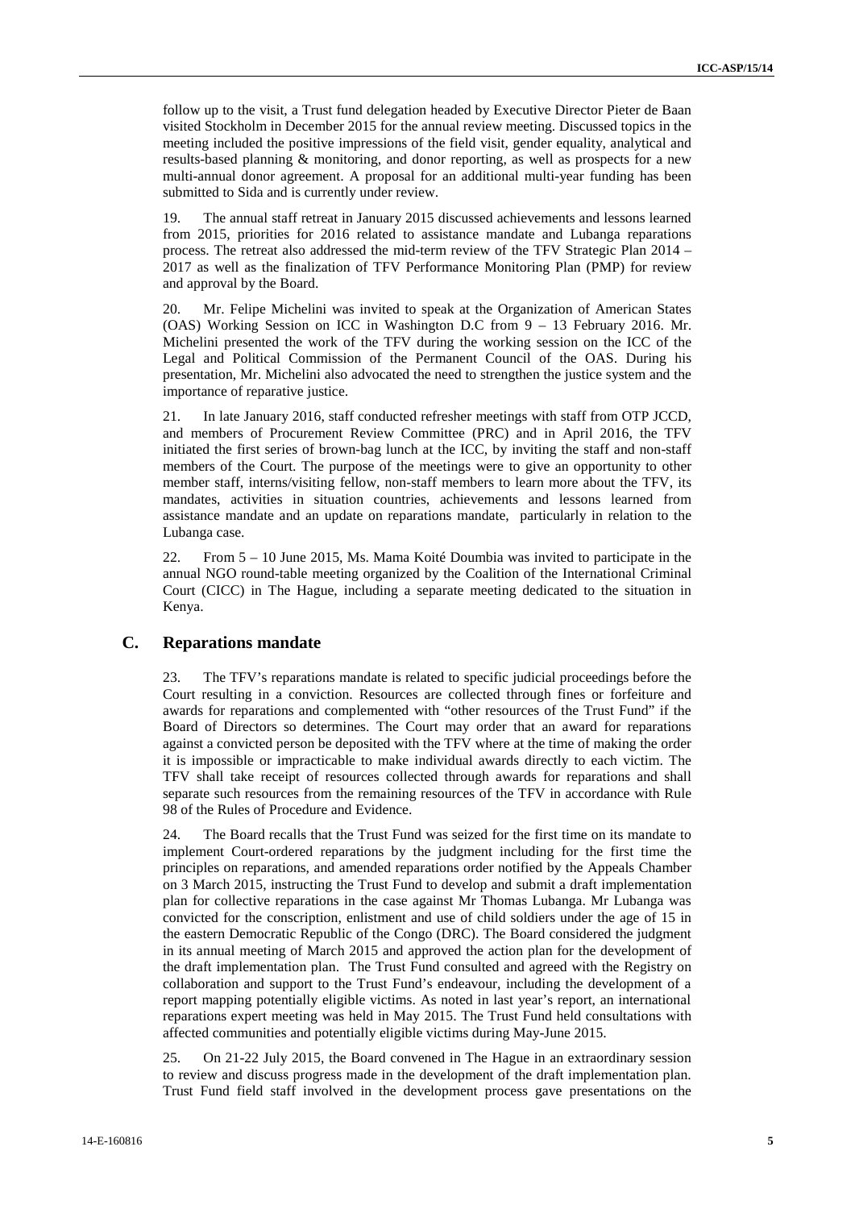follow up to the visit, a Trust fund delegation headed by Executive Director Pieter de Baan visited Stockholm in December 2015 for the annual review meeting. Discussed topics in the meeting included the positive impressions of the field visit, gender equality, analytical and results-based planning & monitoring, and donor reporting, as well as prospects for a new multi-annual donor agreement. A proposal for an additional multi-year funding has been submitted to Sida and is currently under review.

19. The annual staff retreat in January 2015 discussed achievements and lessons learned from 2015, priorities for 2016 related to assistance mandate and Lubanga reparations process. The retreat also addressed the mid-term review of the TFV Strategic Plan 2014 – 2017 as well as the finalization of TFV Performance Monitoring Plan (PMP) for review and approval by the Board.

20. Mr. Felipe Michelini was invited to speak at the Organization of American States (OAS) Working Session on ICC in Washington D.C from 9 – 13 February 2016. Mr. Michelini presented the work of the TFV during the working session on the ICC of the Legal and Political Commission of the Permanent Council of the OAS. During his presentation, Mr. Michelini also advocated the need to strengthen the justice system and the importance of reparative justice.

21. In late January 2016, staff conducted refresher meetings with staff from OTP JCCD, and members of Procurement Review Committee (PRC) and in April 2016, the TFV initiated the first series of brown-bag lunch at the ICC, by inviting the staff and non-staff members of the Court. The purpose of the meetings were to give an opportunity to other member staff, interns/visiting fellow, non-staff members to learn more about the TFV, its mandates, activities in situation countries, achievements and lessons learned from assistance mandate and an update on reparations mandate, particularly in relation to the Lubanga case.

22. From 5 – 10 June 2015, Ms. Mama Koité Doumbia was invited to participate in the annual NGO round-table meeting organized by the Coalition of the International Criminal Court (CICC) in The Hague, including a separate meeting dedicated to the situation in Kenya.

## C. Reparations mandate

23. The TFV's reparations mandate is related to specific judicial proceedings before the Court resulting in a conviction. Resources are collected through fines or forfeiture and awards for reparations and complemented with "other resources of the Trust Fund" if the Board of Directors so determines. The Court may order that an award for reparations against a convicted person be deposited with the TFV where at the time of making the order it is impossible or impracticable to make individual awards directly to each victim. The TFV shall take receipt of resources collected through awards for reparations and shall separate such resources from the remaining resources of the TFV in accordance with Rule 98 of the Rules of Procedure and Evidence.

24. The Board recalls that the Trust Fund was seized for the first time on its mandate to implement Court-ordered reparations by the judgment including for the first time the principles on reparations, and amended reparations order notified by the Appeals Chamber on 3 March 2015, instructing the Trust Fund to develop and submit a draft implementation plan for collective reparations in the case against Mr Thomas Lubanga. Mr Lubanga was convicted for the conscription, enlistment and use of child soldiers under the age of 15 in the eastern Democratic Republic of the Congo (DRC). The Board considered the judgment in its annual meeting of March 2015 and approved the action plan for the development of the draft implementation plan. The Trust Fund consulted and agreed with the Registry on collaboration and support to the Trust Fund's endeavour, including the development of a report mapping potentially eligible victims. As noted in last year's report, an international reparations expert meeting was held in May 2015. The Trust Fund held consultations with affected communities and potentially eligible victims during May-June 2015.

25. On 21-22 July 2015, the Board convened in The Hague in an extraordinary session to review and discuss progress made in the development of the draft implementation plan. Trust Fund field staff involved in the development process gave presentations on the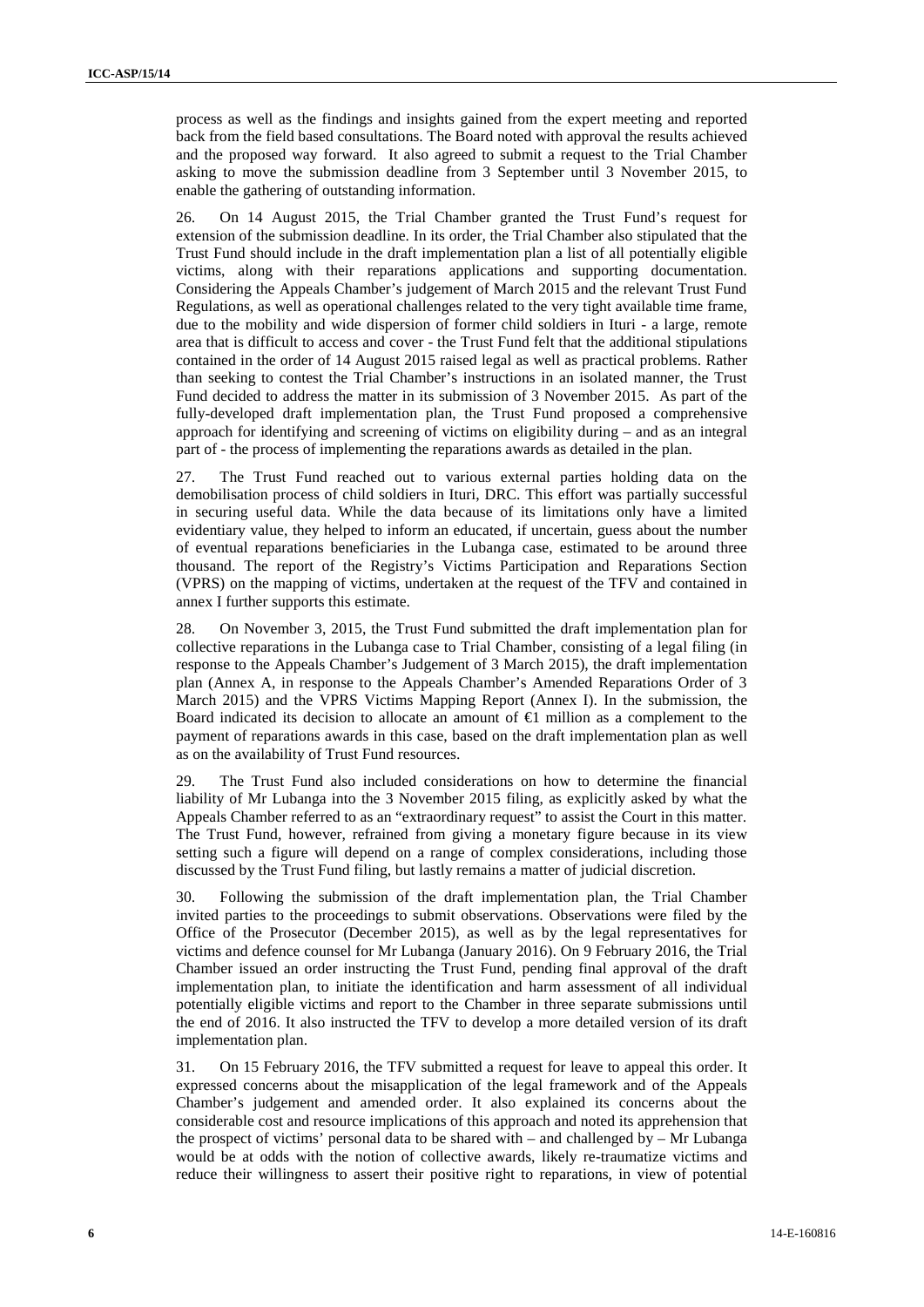process as well as the findings and insights gained from the expert meeting and reported back from the field based consultations. The Board noted with approval the results achieved and the proposed way forward. It also agreed to submit a request to the Trial Chamber asking to move the submission deadline from 3 September until 3 November 2015, to enable the gathering of outstanding information.

26. On 14 August 2015, the Trial Chamber granted the Trust Fund's request for extension of the submission deadline. In its order, the Trial Chamber also stipulated that the Trust Fund should include in the draft implementation plan a list of all potentially eligible victims, along with their reparations applications and supporting documentation. Considering the Appeals Chamber's judgement of March 2015 and the relevant Trust Fund Regulations, as well as operational challenges related to the very tight available time frame, due to the mobility and wide dispersion of former child soldiers in Ituri - a large, remote area that is difficult to access and cover - the Trust Fund felt that the additional stipulations contained in the order of 14 August 2015 raised legal as well as practical problems. Rather than seeking to contest the Trial Chamber's instructions in an isolated manner, the Trust Fund decided to address the matter in its submission of 3 November 2015. As part of the fully-developed draft implementation plan, the Trust Fund proposed a comprehensive approach for identifying and screening of victims on eligibility during – and as an integral part of - the process of implementing the reparations awards as detailed in the plan.

27. The Trust Fund reached out to various external parties holding data on the demobilisation process of child soldiers in Ituri, DRC. This effort was partially successful in securing useful data. While the data because of its limitations only have a limited evidentiary value, they helped to inform an educated, if uncertain, guess about the number of eventual reparations beneficiaries in the Lubanga case, estimated to be around three thousand. The report of the Registry's Victims Participation and Reparations Section (VPRS) on the mapping of victims, undertaken at the request of the TFV and contained in annex I further supports this estimate.

28. On November 3, 2015, the Trust Fund submitted the draft implementation plan for collective reparations in the Lubanga case to Trial Chamber, consisting of a legal filing (in response to the Appeals Chamber's Judgement of 3 March 2015), the draft implementation plan (Annex A, in response to the Appeals Chamber's Amended Reparations Order of 3 March 2015) and the VPRS Victims Mapping Report (Annex I). In the submission, the Board indicated its decision to allocate an amount of €1 million as a complement to the payment of reparations awards in this case, based on the draft implementation plan as well as on the availability of Trust Fund resources.

29. The Trust Fund also included considerations on how to determine the financial liability of Mr Lubanga into the 3 November 2015 filing, as explicitly asked by what the Appeals Chamber referred to as an "extraordinary request" to assist the Court in this matter. The Trust Fund, however, refrained from giving a monetary figure because in its view setting such a figure will depend on a range of complex considerations, including those discussed by the Trust Fund filing, but lastly remains a matter of judicial discretion.

30. Following the submission of the draft implementation plan, the Trial Chamber invited parties to the proceedings to submit observations. Observations were filed by the Office of the Prosecutor (December 2015), as well as by the legal representatives for victims and defence counsel for Mr Lubanga (January 2016). On 9 February 2016, the Trial Chamber issued an order instructing the Trust Fund, pending final approval of the draft implementation plan, to initiate the identification and harm assessment of all individual potentially eligible victims and report to the Chamber in three separate submissions until the end of 2016. It also instructed the TFV to develop a more detailed version of its draft implementation plan.

31. On 15 February 2016, the TFV submitted a request for leave to appeal this order. It expressed concerns about the misapplication of the legal framework and of the Appeals Chamber's judgement and amended order. It also explained its concerns about the considerable cost and resource implications of this approach and noted its apprehension that the prospect of victims' personal data to be shared with – and challenged by – Mr Lubanga would be at odds with the notion of collective awards, likely re-traumatize victims and reduce their willingness to assert their positive right to reparations, in view of potential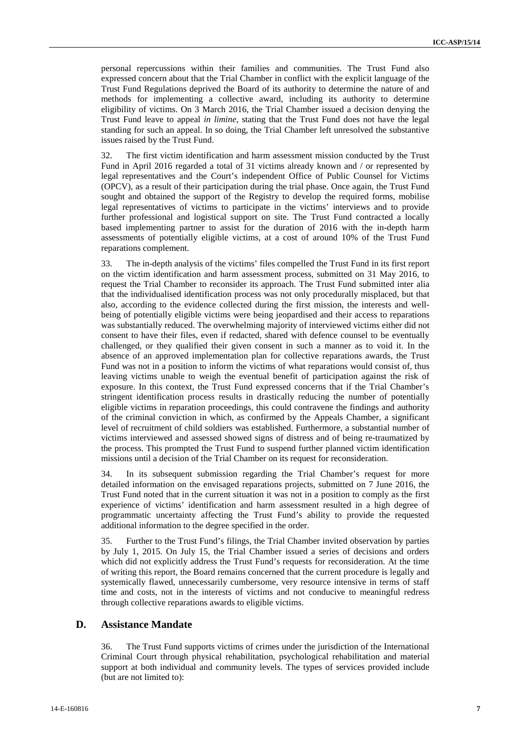personal repercussions within their families and communities. The Trust Fund also expressed concern about that the Trial Chamber in conflict with the explicit language of the Trust Fund Regulations deprived the Board of its authority to determine the nature of and methods for implementing a collective award, including its authority to determine eligibility of victims. On 3 March 2016, the Trial Chamber issued a decision denying the Trust Fund leave to appeal *in limine*, stating that the Trust Fund does not have the legal standing for such an appeal. In so doing, the Trial Chamber left unresolved the substantive issues raised by the Trust Fund.

32. The first victim identification and harm assessment mission conducted by the Trust Fund in April 2016 regarded a total of 31 victims already known and / or represented by legal representatives and the Court's independent Office of Public Counsel for Victims (OPCV), as a result of their participation during the trial phase. Once again, the Trust Fund sought and obtained the support of the Registry to develop the required forms, mobilise legal representatives of victims to participate in the victims' interviews and to provide further professional and logistical support on site. The Trust Fund contracted a locally based implementing partner to assist for the duration of 2016 with the in-depth harm assessments of potentially eligible victims, at a cost of around 10% of the Trust Fund reparations complement.

33. The in-depth analysis of the victims' files compelled the Trust Fund in its first report on the victim identification and harm assessment process, submitted on 31 May 2016, to request the Trial Chamber to reconsider its approach. The Trust Fund submitted inter alia that the individualised identification process was not only procedurally misplaced, but that also, according to the evidence collected during the first mission, the interests and well-being of potentially eligible victims were being jeopardised and their access to reparations was substantially reduced. The overwhelming majority of interviewed victims either did not consent to have their files, even if redacted, shared with defence counsel to be eventually challenged, or they qualified their given consent in such a manner as to void it. In the absence of an approved implementation plan for collective reparations awards, the Trust Fund was not in a position to inform the victims of what reparations would consist of, thus leaving victims unable to weigh the eventual benefit of participation against the risk of exposure. In this context, the Trust Fund expressed concerns that if the Trial Chamber's stringent identification process results in drastically reducing the number of potentially eligible victims in reparation proceedings, this could contravene the findings and authority of the criminal conviction in which, as confirmed by the Appeals Chamber, a significant level of recruitment of child soldiers was established. Furthermore, a substantial number of victims interviewed and assessed showed signs of distress and of being re-traumatized by the process. This prompted the Trust Fund to suspend further planned victim identification missions until a decision of the Trial Chamber on its request for reconsideration.

34. In its subsequent submission regarding the Trial Chamber's request for more detailed information on the envisaged reparations projects, submitted on 7 June 2016, the Trust Fund noted that in the current situation it was not in a position to comply as the first experience of victims' identification and harm assessment resulted in a high degree of programmatic uncertainty affecting the Trust Fund's ability to provide the requested additional information to the degree specified in the order.

35. Further to the Trust Fund's filings, the Trial Chamber invited observation by parties by July 1, 2015. On July 15, the Trial Chamber issued a series of decisions and orders which did not explicitly address the Trust Fund's requests for reconsideration. At the time of writing this report, the Board remains concerned that the current procedure is legally and systemically flawed, unnecessarily cumbersome, very resource intensive in terms of staff time and costs, not in the interests of victims and not conducive to meaningful redress through collective reparations awards to eligible victims.

## D. Assistance Mandate

36. The Trust Fund supports victims of crimes under the jurisdiction of the International Criminal Court through physical rehabilitation, psychological rehabilitation and material support at both individual and community levels. The types of services provided include (but are not limited to):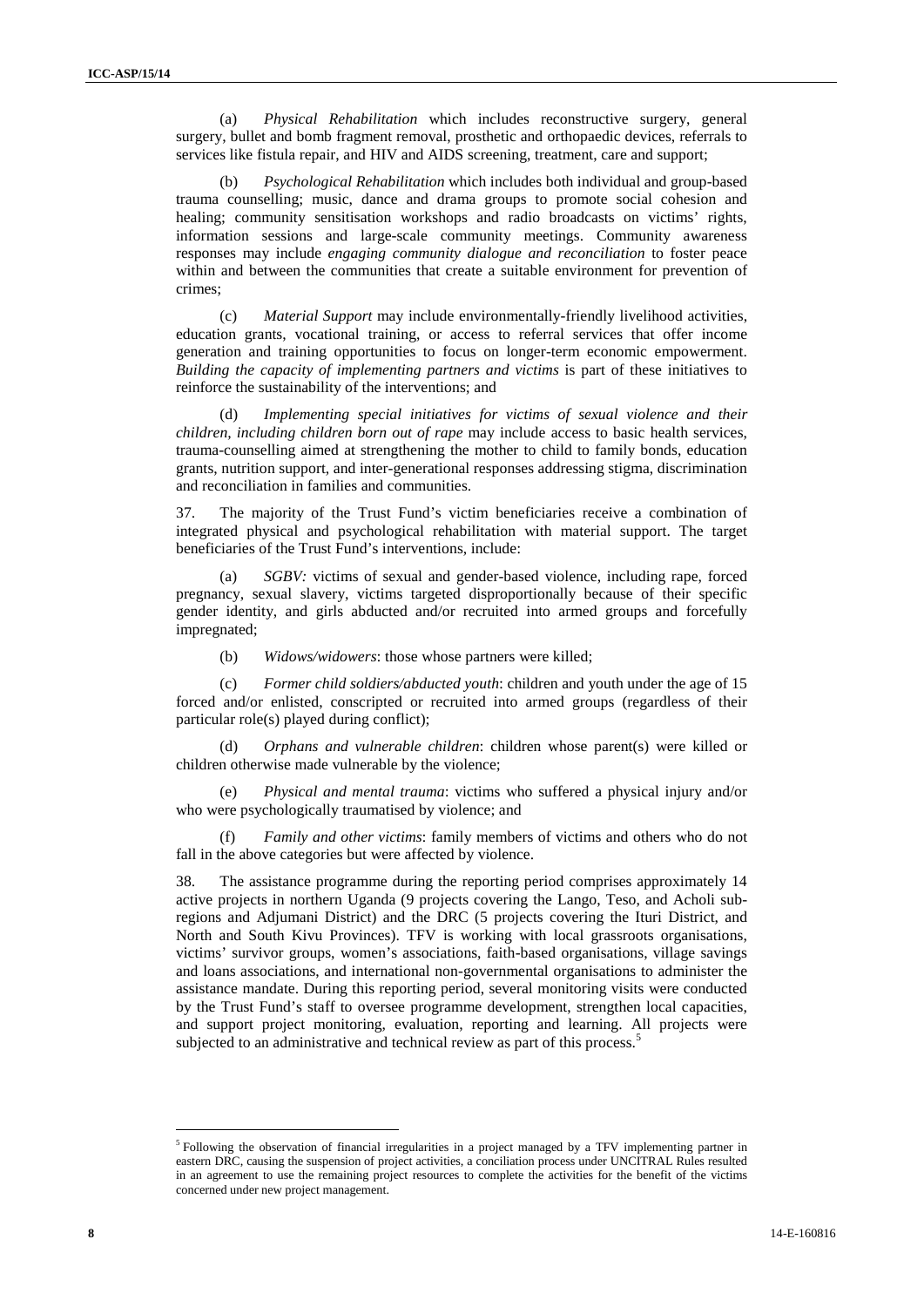(a) *Physical Rehabilitation* which includes reconstructive surgery, general surgery, bullet and bomb fragment removal, prosthetic and orthopaedic devices, referrals to services like fistula repair, and HIV and AIDS screening, treatment, care and support;

(b) *Psychological Rehabilitation* which includes both individual and group-based trauma counselling; music, dance and drama groups to promote social cohesion and healing; community sensitisation workshops and radio broadcasts on victims' rights, information sessions and large-scale community meetings. Community awareness responses may include *engaging community dialogue and reconciliation* to foster peace within and between the communities that create a suitable environment for prevention of crimes;

(c) *Material Support* may include environmentally-friendly livelihood activities, education grants, vocational training, or access to referral services that offer income generation and training opportunities to focus on longer-term economic empowerment. *Building the capacity of implementing partners and victims* is part of these initiatives to reinforce the sustainability of the interventions; and

(d) *Implementing special initiatives for victims of sexual violence and their children, including children born out of rape* may include access to basic health services, trauma-counselling aimed at strengthening the mother to child to family bonds, education grants, nutrition support, and inter-generational responses addressing stigma, discrimination and reconciliation in families and communities.

37. The majority of the Trust Fund's victim beneficiaries receive a combination of integrated physical and psychological rehabilitation with material support. The target beneficiaries of the Trust Fund's interventions, include:

(a) *SGBV:* victims of sexual and gender-based violence, including rape, forced pregnancy, sexual slavery, victims targeted disproportionally because of their specific gender identity, and girls abducted and/or recruited into armed groups and forcefully impregnated;

(b) *Widows/widowers*: those whose partners were killed;

(c) *Former child soldiers/abducted youth*: children and youth under the age of 15 forced and/or enlisted, conscripted or recruited into armed groups (regardless of their particular role(s) played during conflict);

(d) *Orphans and vulnerable children*: children whose parent(s) were killed or children otherwise made vulnerable by the violence;

(e) *Physical and mental trauma*: victims who suffered a physical injury and/or who were psychologically traumatised by violence; and

(f) *Family and other victims*: family members of victims and others who do not fall in the above categories but were affected by violence.

38. The assistance programme during the reporting period comprises approximately 14 active projects in northern Uganda (9 projects covering the Lango, Teso, and Acholi sub-regions and Adjumani District) and the DRC (5 projects covering the Ituri District, and North and South Kivu Provinces). TFV is working with local grassroots organisations, victims' survivor groups, women's associations, faith-based organisations, village savings and loans associations, and international non-governmental organisations to administer the assistance mandate. During this reporting period, several monitoring visits were conducted by the Trust Fund's staff to oversee programme development, strengthen local capacities, and support project monitoring, evaluation, reporting and learning. All projects were subjected to an administrative and technical review as part of this process.[5]

---

[5] Following the observation of financial irregularities in a project managed by a TFV implementing partner in eastern DRC, causing the suspension of project activities, a conciliation process under UNCITRAL Rules resulted in an agreement to use the remaining project resources to complete the activities for the benefit of the victims concerned under new project management.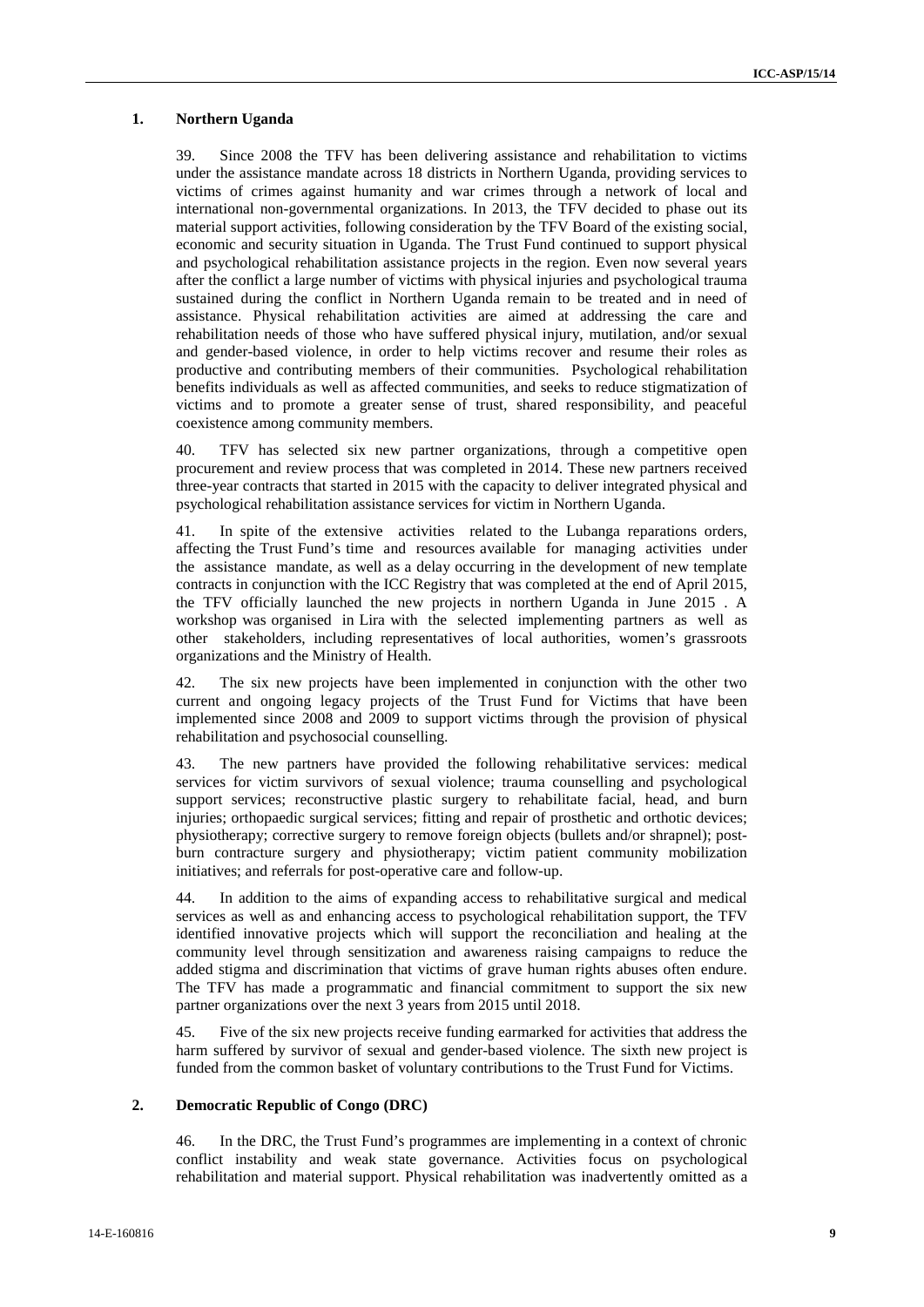## 1. Northern Uganda

39. Since 2008 the TFV has been delivering assistance and rehabilitation to victims under the assistance mandate across 18 districts in Northern Uganda, providing services to victims of crimes against humanity and war crimes through a network of local and international non-governmental organizations. In 2013, the TFV decided to phase out its material support activities, following consideration by the TFV Board of the existing social, economic and security situation in Uganda. The Trust Fund continued to support physical and psychological rehabilitation assistance projects in the region. Even now several years after the conflict a large number of victims with physical injuries and psychological trauma sustained during the conflict in Northern Uganda remain to be treated and in need of assistance. Physical rehabilitation activities are aimed at addressing the care and rehabilitation needs of those who have suffered physical injury, mutilation, and/or sexual and gender-based violence, in order to help victims recover and resume their roles as productive and contributing members of their communities. Psychological rehabilitation benefits individuals as well as affected communities, and seeks to reduce stigmatization of victims and to promote a greater sense of trust, shared responsibility, and peaceful coexistence among community members.

40. TFV has selected six new partner organizations, through a competitive open procurement and review process that was completed in 2014. These new partners received three-year contracts that started in 2015 with the capacity to deliver integrated physical and psychological rehabilitation assistance services for victim in Northern Uganda.

41. In spite of the extensive activities related to the Lubanga reparations orders, affecting the Trust Fund's time and resources available for managing activities under the assistance mandate, as well as a delay occurring in the development of new template contracts in conjunction with the ICC Registry that was completed at the end of April 2015, the TFV officially launched the new projects in northern Uganda in June 2015 . A workshop was organised in Lira with the selected implementing partners as well as other stakeholders, including representatives of local authorities, women's grassroots organizations and the Ministry of Health.

42. The six new projects have been implemented in conjunction with the other two current and ongoing legacy projects of the Trust Fund for Victims that have been implemented since 2008 and 2009 to support victims through the provision of physical rehabilitation and psychosocial counselling.

43. The new partners have provided the following rehabilitative services: medical services for victim survivors of sexual violence; trauma counselling and psychological support services; reconstructive plastic surgery to rehabilitate facial, head, and burn injuries; orthopaedic surgical services; fitting and repair of prosthetic and orthotic devices; physiotherapy; corrective surgery to remove foreign objects (bullets and/or shrapnel); post-burn contracture surgery and physiotherapy; victim patient community mobilization initiatives; and referrals for post-operative care and follow-up.

44. In addition to the aims of expanding access to rehabilitative surgical and medical services as well as and enhancing access to psychological rehabilitation support, the TFV identified innovative projects which will support the reconciliation and healing at the community level through sensitization and awareness raising campaigns to reduce the added stigma and discrimination that victims of grave human rights abuses often endure. The TFV has made a programmatic and financial commitment to support the six new partner organizations over the next 3 years from 2015 until 2018.

45. Five of the six new projects receive funding earmarked for activities that address the harm suffered by survivor of sexual and gender-based violence. The sixth new project is funded from the common basket of voluntary contributions to the Trust Fund for Victims.

## 2. Democratic Republic of Congo (DRC)

46. In the DRC, the Trust Fund's programmes are implementing in a context of chronic conflict instability and weak state governance. Activities focus on psychological rehabilitation and material support. Physical rehabilitation was inadvertently omitted as a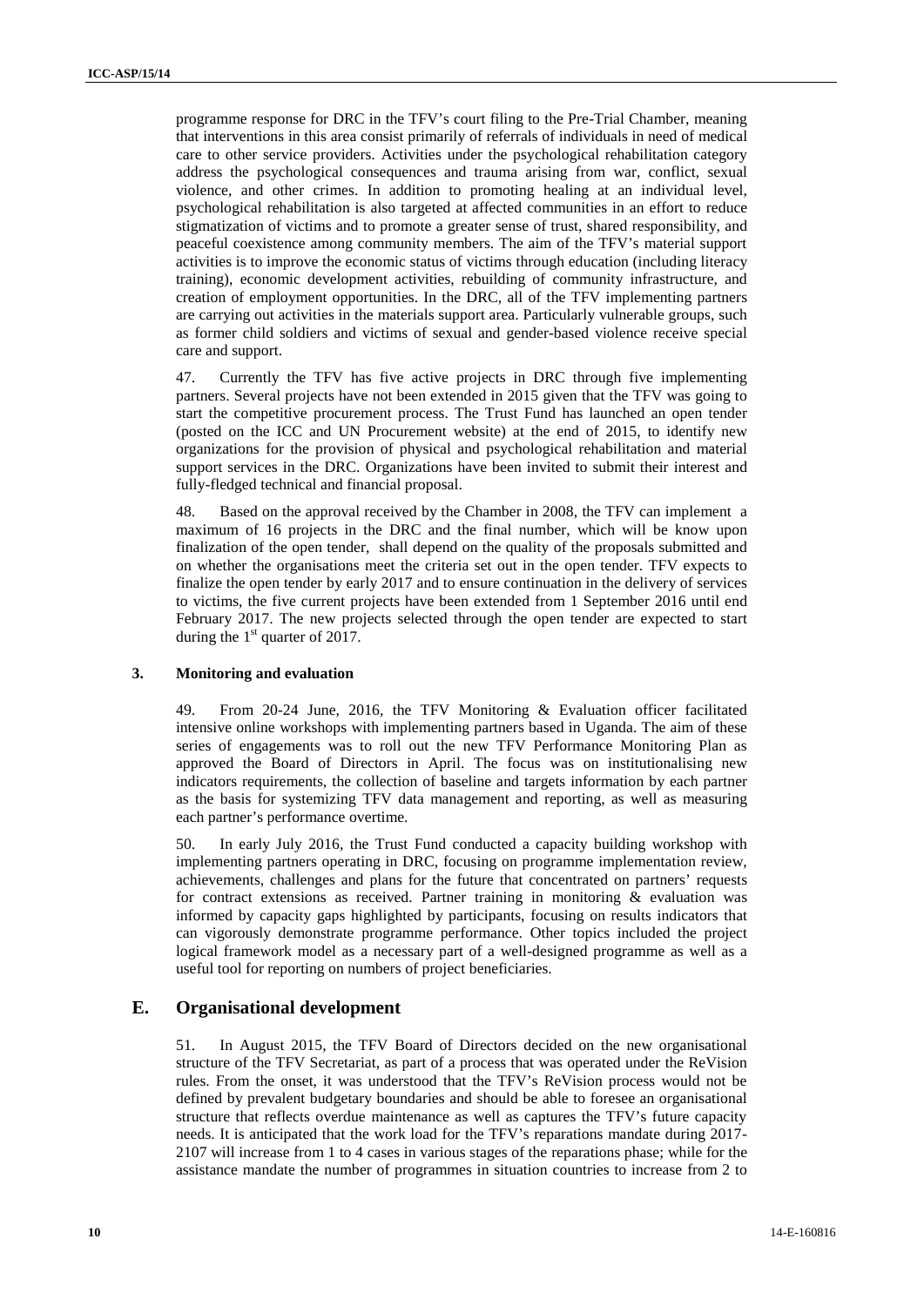programme response for DRC in the TFV's court filing to the Pre-Trial Chamber, meaning that interventions in this area consist primarily of referrals of individuals in need of medical care to other service providers. Activities under the psychological rehabilitation category address the psychological consequences and trauma arising from war, conflict, sexual violence, and other crimes. In addition to promoting healing at an individual level, psychological rehabilitation is also targeted at affected communities in an effort to reduce stigmatization of victims and to promote a greater sense of trust, shared responsibility, and peaceful coexistence among community members. The aim of the TFV's material support activities is to improve the economic status of victims through education (including literacy training), economic development activities, rebuilding of community infrastructure, and creation of employment opportunities. In the DRC, all of the TFV implementing partners are carrying out activities in the materials support area. Particularly vulnerable groups, such as former child soldiers and victims of sexual and gender-based violence receive special care and support.

47. Currently the TFV has five active projects in DRC through five implementing partners. Several projects have not been extended in 2015 given that the TFV was going to start the competitive procurement process. The Trust Fund has launched an open tender (posted on the ICC and UN Procurement website) at the end of 2015, to identify new organizations for the provision of physical and psychological rehabilitation and material support services in the DRC. Organizations have been invited to submit their interest and fully-fledged technical and financial proposal.

48. Based on the approval received by the Chamber in 2008, the TFV can implement a maximum of 16 projects in the DRC and the final number, which will be know upon finalization of the open tender, shall depend on the quality of the proposals submitted and on whether the organisations meet the criteria set out in the open tender. TFV expects to finalize the open tender by early 2017 and to ensure continuation in the delivery of services to victims, the five current projects have been extended from 1 September 2016 until end February 2017. The new projects selected through the open tender are expected to start during the 1st quarter of 2017.

### 3. Monitoring and evaluation

49. From 20-24 June, 2016, the TFV Monitoring & Evaluation officer facilitated intensive online workshops with implementing partners based in Uganda. The aim of these series of engagements was to roll out the new TFV Performance Monitoring Plan as approved the Board of Directors in April. The focus was on institutionalising new indicators requirements, the collection of baseline and targets information by each partner as the basis for systemizing TFV data management and reporting, as well as measuring each partner's performance overtime.

50. In early July 2016, the Trust Fund conducted a capacity building workshop with implementing partners operating in DRC, focusing on programme implementation review, achievements, challenges and plans for the future that concentrated on partners' requests for contract extensions as received. Partner training in monitoring & evaluation was informed by capacity gaps highlighted by participants, focusing on results indicators that can vigorously demonstrate programme performance. Other topics included the project logical framework model as a necessary part of a well-designed programme as well as a useful tool for reporting on numbers of project beneficiaries.

## E. Organisational development

51. In August 2015, the TFV Board of Directors decided on the new organisational structure of the TFV Secretariat, as part of a process that was operated under the ReVision rules. From the onset, it was understood that the TFV's ReVision process would not be defined by prevalent budgetary boundaries and should be able to foresee an organisational structure that reflects overdue maintenance as well as captures the TFV's future capacity needs. It is anticipated that the work load for the TFV's reparations mandate during 2017-2107 will increase from 1 to 4 cases in various stages of the reparations phase; while for the assistance mandate the number of programmes in situation countries to increase from 2 to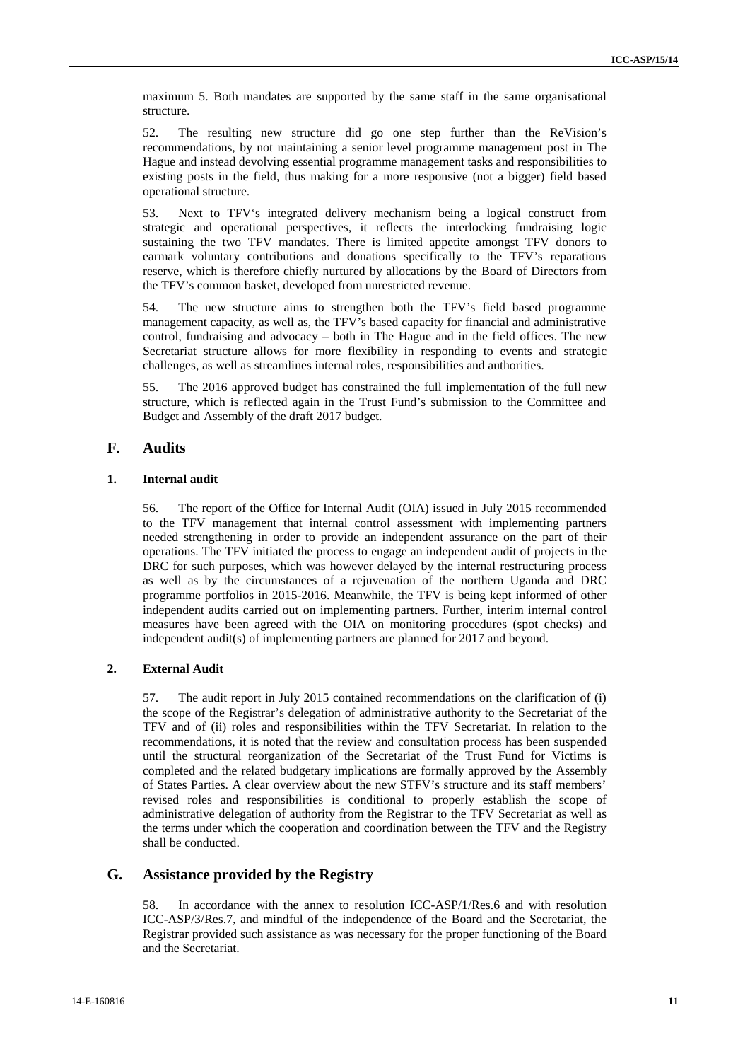maximum 5. Both mandates are supported by the same staff in the same organisational structure.

52. The resulting new structure did go one step further than the ReVision's recommendations, by not maintaining a senior level programme management post in The Hague and instead devolving essential programme management tasks and responsibilities to existing posts in the field, thus making for a more responsive (not a bigger) field based operational structure.

53. Next to TFV's integrated delivery mechanism being a logical construct from strategic and operational perspectives, it reflects the interlocking fundraising logic sustaining the two TFV mandates. There is limited appetite amongst TFV donors to earmark voluntary contributions and donations specifically to the TFV's reparations reserve, which is therefore chiefly nurtured by allocations by the Board of Directors from the TFV's common basket, developed from unrestricted revenue.

54. The new structure aims to strengthen both the TFV's field based programme management capacity, as well as, the TFV's based capacity for financial and administrative control, fundraising and advocacy – both in The Hague and in the field offices. The new Secretariat structure allows for more flexibility in responding to events and strategic challenges, as well as streamlines internal roles, responsibilities and authorities.

55. The 2016 approved budget has constrained the full implementation of the full new structure, which is reflected again in the Trust Fund's submission to the Committee and Budget and Assembly of the draft 2017 budget.

## F. Audits

### 1. Internal audit

56. The report of the Office for Internal Audit (OIA) issued in July 2015 recommended to the TFV management that internal control assessment with implementing partners needed strengthening in order to provide an independent assurance on the part of their operations. The TFV initiated the process to engage an independent audit of projects in the DRC for such purposes, which was however delayed by the internal restructuring process as well as by the circumstances of a rejuvenation of the northern Uganda and DRC programme portfolios in 2015-2016. Meanwhile, the TFV is being kept informed of other independent audits carried out on implementing partners. Further, interim internal control measures have been agreed with the OIA on monitoring procedures (spot checks) and independent audit(s) of implementing partners are planned for 2017 and beyond.

### 2. External Audit

57. The audit report in July 2015 contained recommendations on the clarification of (i) the scope of the Registrar's delegation of administrative authority to the Secretariat of the TFV and of (ii) roles and responsibilities within the TFV Secretariat. In relation to the recommendations, it is noted that the review and consultation process has been suspended until the structural reorganization of the Secretariat of the Trust Fund for Victims is completed and the related budgetary implications are formally approved by the Assembly of States Parties. A clear overview about the new STFV's structure and its staff members' revised roles and responsibilities is conditional to properly establish the scope of administrative delegation of authority from the Registrar to the TFV Secretariat as well as the terms under which the cooperation and coordination between the TFV and the Registry shall be conducted.

## G. Assistance provided by the Registry

58. In accordance with the annex to resolution ICC-ASP/1/Res.6 and with resolution ICC-ASP/3/Res.7, and mindful of the independence of the Board and the Secretariat, the Registrar provided such assistance as was necessary for the proper functioning of the Board and the Secretariat.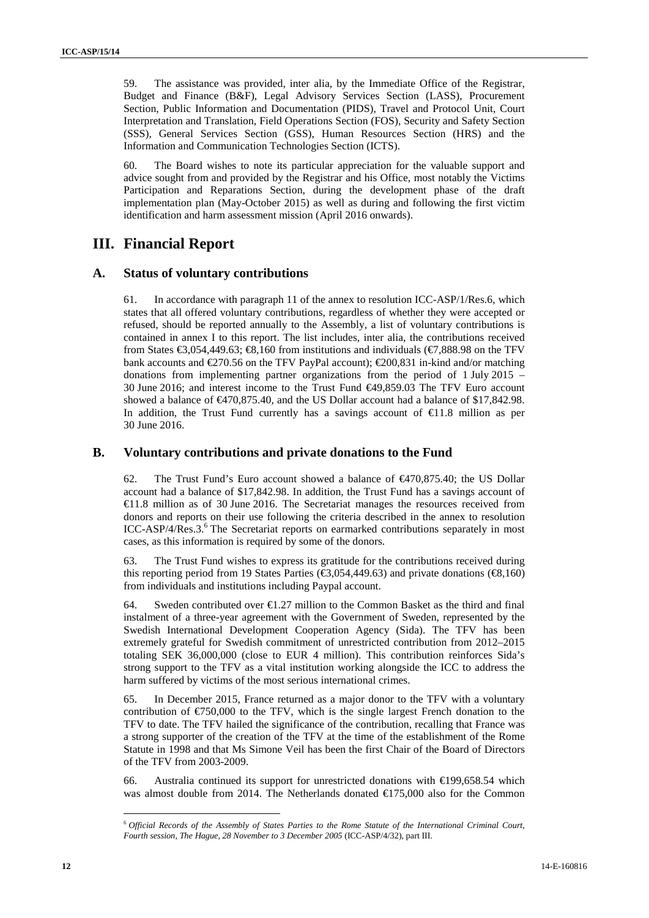59. The assistance was provided, inter alia, by the Immediate Office of the Registrar, Budget and Finance (B&F), Legal Advisory Services Section (LASS), Procurement Section, Public Information and Documentation (PIDS), Travel and Protocol Unit, Court Interpretation and Translation, Field Operations Section (FOS), Security and Safety Section (SSS), General Services Section (GSS), Human Resources Section (HRS) and the Information and Communication Technologies Section (ICTS).

60. The Board wishes to note its particular appreciation for the valuable support and advice sought from and provided by the Registrar and his Office, most notably the Victims Participation and Reparations Section, during the development phase of the draft implementation plan (May-October 2015) as well as during and following the first victim identification and harm assessment mission (April 2016 onwards).

# III. Financial Report

## A. Status of voluntary contributions

61. In accordance with paragraph 11 of the annex to resolution ICC-ASP/1/Res.6, which states that all offered voluntary contributions, regardless of whether they were accepted or refused, should be reported annually to the Assembly, a list of voluntary contributions is contained in annex I to this report. The list includes, inter alia, the contributions received from States €3,054,449.63; €8,160 from institutions and individuals (€7,888.98 on the TFV bank accounts and €270.56 on the TFV PayPal account); €200,831 in-kind and/or matching donations from implementing partner organizations from the period of 1 July 2015 – 30 June 2016; and interest income to the Trust Fund €49,859.03 The TFV Euro account showed a balance of €470,875.40, and the US Dollar account had a balance of $17,842.98. In addition, the Trust Fund currently has a savings account of €11.8 million as per 30 June 2016.

## B. Voluntary contributions and private donations to the Fund

62. The Trust Fund's Euro account showed a balance of €470,875.40; the US Dollar account had a balance of $17,842.98. In addition, the Trust Fund has a savings account of €11.8 million as of 30 June 2016. The Secretariat manages the resources received from donors and reports on their use following the criteria described in the annex to resolution ICC-ASP/4/Res.3.[6] The Secretariat reports on earmarked contributions separately in most cases, as this information is required by some of the donors.

63. The Trust Fund wishes to express its gratitude for the contributions received during this reporting period from 19 States Parties (€3,054,449.63) and private donations (€8,160) from individuals and institutions including Paypal account.

64. Sweden contributed over €1.27 million to the Common Basket as the third and final instalment of a three-year agreement with the Government of Sweden, represented by the Swedish International Development Cooperation Agency (Sida). The TFV has been extremely grateful for Swedish commitment of unrestricted contribution from 2012–2015 totaling SEK 36,000,000 (close to EUR 4 million). This contribution reinforces Sida's strong support to the TFV as a vital institution working alongside the ICC to address the harm suffered by victims of the most serious international crimes.

65. In December 2015, France returned as a major donor to the TFV with a voluntary contribution of €750,000 to the TFV, which is the single largest French donation to the TFV to date. The TFV hailed the significance of the contribution, recalling that France was a strong supporter of the creation of the TFV at the time of the establishment of the Rome Statute in 1998 and that Ms Simone Veil has been the first Chair of the Board of Directors of the TFV from 2003-2009.

66. Australia continued its support for unrestricted donations with €199,658.54 which was almost double from 2014. The Netherlands donated €175,000 also for the Common

---

[6] *Official Records of the Assembly of States Parties to the Rome Statute of the International Criminal Court, Fourth session, The Hague, 28 November to 3 December 2005* (ICC-ASP/4/32), part III.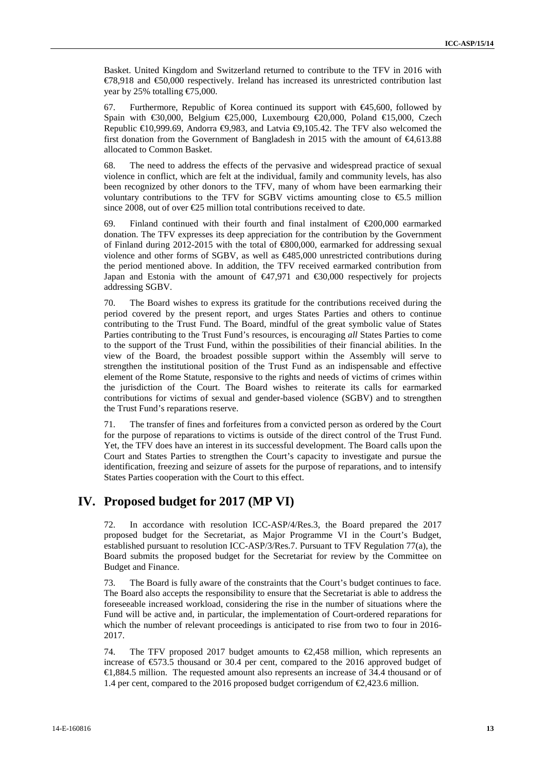Basket. United Kingdom and Switzerland returned to contribute to the TFV in 2016 with €78,918 and €50,000 respectively. Ireland has increased its unrestricted contribution last year by 25% totalling €75,000.

67. Furthermore, Republic of Korea continued its support with €45,600, followed by Spain with €30,000, Belgium €25,000, Luxembourg €20,000, Poland €15,000, Czech Republic €10,999.69, Andorra €9,983, and Latvia €9,105.42. The TFV also welcomed the first donation from the Government of Bangladesh in 2015 with the amount of €4,613.88 allocated to Common Basket.

68. The need to address the effects of the pervasive and widespread practice of sexual violence in conflict, which are felt at the individual, family and community levels, has also been recognized by other donors to the TFV, many of whom have been earmarking their voluntary contributions to the TFV for SGBV victims amounting close to €5.5 million since 2008, out of over €25 million total contributions received to date.

69. Finland continued with their fourth and final instalment of €200,000 earmarked donation. The TFV expresses its deep appreciation for the contribution by the Government of Finland during 2012-2015 with the total of €800,000, earmarked for addressing sexual violence and other forms of SGBV, as well as €485,000 unrestricted contributions during the period mentioned above. In addition, the TFV received earmarked contribution from Japan and Estonia with the amount of €47,971 and €30,000 respectively for projects addressing SGBV.

70. The Board wishes to express its gratitude for the contributions received during the period covered by the present report, and urges States Parties and others to continue contributing to the Trust Fund. The Board, mindful of the great symbolic value of States Parties contributing to the Trust Fund's resources, is encouraging *all* States Parties to come to the support of the Trust Fund, within the possibilities of their financial abilities. In the view of the Board, the broadest possible support within the Assembly will serve to strengthen the institutional position of the Trust Fund as an indispensable and effective element of the Rome Statute, responsive to the rights and needs of victims of crimes within the jurisdiction of the Court. The Board wishes to reiterate its calls for earmarked contributions for victims of sexual and gender-based violence (SGBV) and to strengthen the Trust Fund's reparations reserve.

71. The transfer of fines and forfeitures from a convicted person as ordered by the Court for the purpose of reparations to victims is outside of the direct control of the Trust Fund. Yet, the TFV does have an interest in its successful development. The Board calls upon the Court and States Parties to strengthen the Court's capacity to investigate and pursue the identification, freezing and seizure of assets for the purpose of reparations, and to intensify States Parties cooperation with the Court to this effect.

# IV. Proposed budget for 2017 (MP VI)

72. In accordance with resolution ICC-ASP/4/Res.3, the Board prepared the 2017 proposed budget for the Secretariat, as Major Programme VI in the Court's Budget, established pursuant to resolution ICC-ASP/3/Res.7. Pursuant to TFV Regulation 77(a), the Board submits the proposed budget for the Secretariat for review by the Committee on Budget and Finance.

73. The Board is fully aware of the constraints that the Court's budget continues to face. The Board also accepts the responsibility to ensure that the Secretariat is able to address the foreseeable increased workload, considering the rise in the number of situations where the Fund will be active and, in particular, the implementation of Court-ordered reparations for which the number of relevant proceedings is anticipated to rise from two to four in 2016-2017.

74. The TFV proposed 2017 budget amounts to €2,458 million, which represents an increase of €573.5 thousand or 30.4 per cent, compared to the 2016 approved budget of €1,884.5 million. The requested amount also represents an increase of 34.4 thousand or of 1.4 per cent, compared to the 2016 proposed budget corrigendum of €2,423.6 million.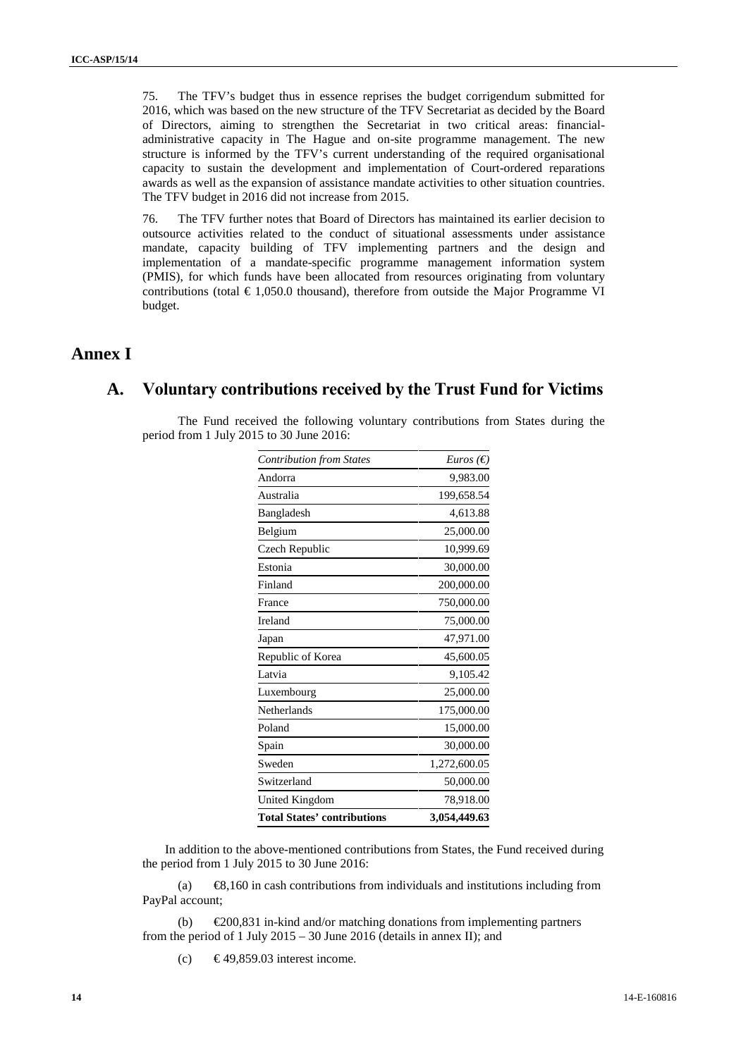75. The TFV's budget thus in essence reprises the budget corrigendum submitted for 2016, which was based on the new structure of the TFV Secretariat as decided by the Board of Directors, aiming to strengthen the Secretariat in two critical areas: financial-administrative capacity in The Hague and on-site programme management. The new structure is informed by the TFV's current understanding of the required organisational capacity to sustain the development and implementation of Court-ordered reparations awards as well as the expansion of assistance mandate activities to other situation countries. The TFV budget in 2016 did not increase from 2015.

76. The TFV further notes that Board of Directors has maintained its earlier decision to outsource activities related to the conduct of situational assessments under assistance mandate, capacity building of TFV implementing partners and the design and implementation of a mandate-specific programme management information system (PMIS), for which funds have been allocated from resources originating from voluntary contributions (total € 1,050.0 thousand), therefore from outside the Major Programme VI budget.

# Annex I

## A. Voluntary contributions received by the Trust Fund for Victims

The Fund received the following voluntary contributions from States during the period from 1 July 2015 to 30 June 2016:

| *Contribution from States* | *Euros (€)* |
|---|---:|
| Andorra | 9,983.00 |
| Australia | 199,658.54 |
| Bangladesh | 4,613.88 |
| Belgium | 25,000.00 |
| Czech Republic | 10,999.69 |
| Estonia | 30,000.00 |
| Finland | 200,000.00 |
| France | 750,000.00 |
| Ireland | 75,000.00 |
| Japan | 47,971.00 |
| Republic of Korea | 45,600.05 |
| Latvia | 9,105.42 |
| Luxembourg | 25,000.00 |
| Netherlands | 175,000.00 |
| Poland | 15,000.00 |
| Spain | 30,000.00 |
| Sweden | 1,272,600.05 |
| Switzerland | 50,000.00 |
| United Kingdom | 78,918.00 |
| **Total States' contributions** | **3,054,449.63** |

In addition to the above-mentioned contributions from States, the Fund received during the period from 1 July 2015 to 30 June 2016:

(a) €8,160 in cash contributions from individuals and institutions including from PayPal account;

(b) €200,831 in-kind and/or matching donations from implementing partners from the period of 1 July 2015 – 30 June 2016 (details in annex II); and

(c) € 49,859.03 interest income.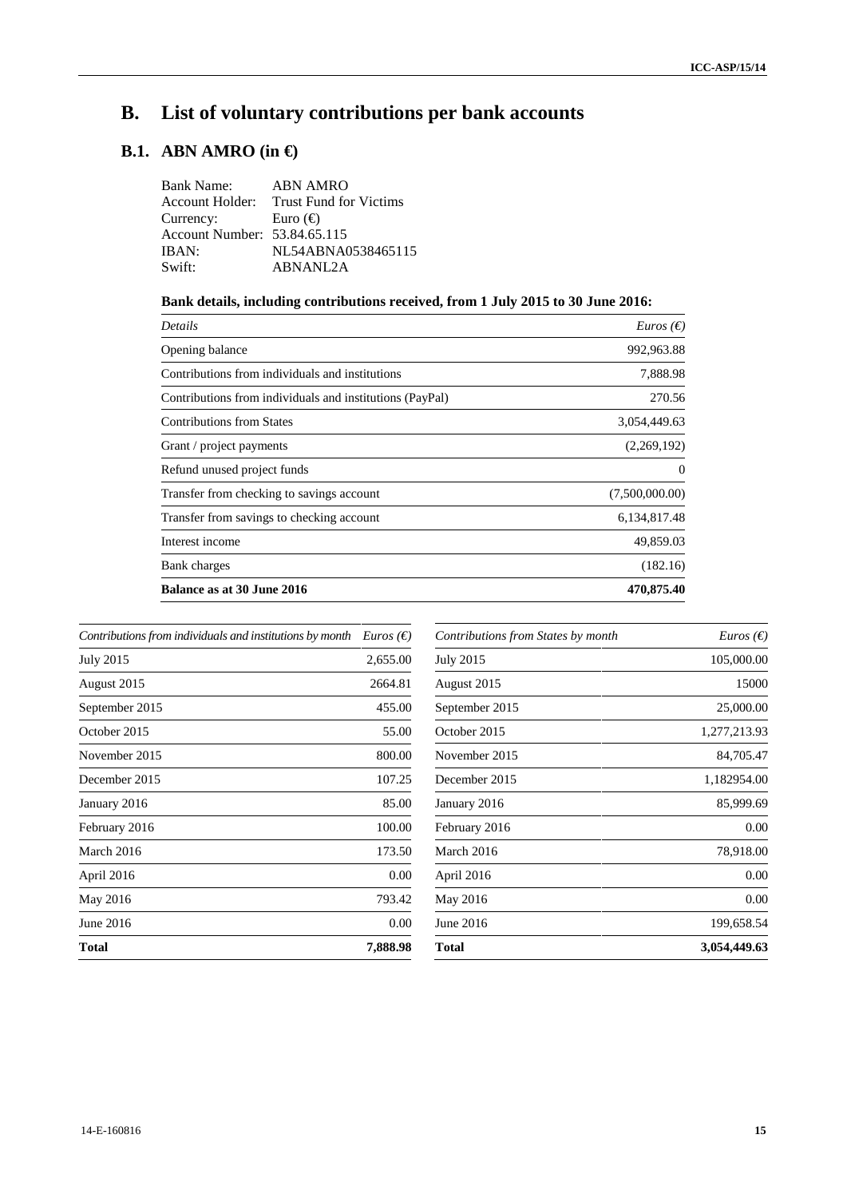# B. List of voluntary contributions per bank accounts

## B.1. ABN AMRO (in €)

Bank Name: ABN AMRO
Account Holder: Trust Fund for Victims
Currency: Euro (€)
Account Number: 53.84.65.115
IBAN: NL54ABNA0538465115
Swift: ABNANL2A

**Bank details, including contributions received, from 1 July 2015 to 30 June 2016:**

| *Details* | *Euros (€)* |
|---|---|
| Opening balance | 992,963.88 |
| Contributions from individuals and institutions | 7,888.98 |
| Contributions from individuals and institutions (PayPal) | 270.56 |
| Contributions from States | 3,054,449.63 |
| Grant / project payments | (2,269,192) |
| Refund unused project funds | 0 |
| Transfer from checking to savings account | (7,500,000.00) |
| Transfer from savings to checking account | 6,134,817.48 |
| Interest income | 49,859.03 |
| Bank charges | (182.16) |
| **Balance as at 30 June 2016** | **470,875.40** |

| *Contributions from individuals and institutions by month* | *Euros (€)* |
|---|---|
| July 2015 | 2,655.00 |
| August 2015 | 2664.81 |
| September 2015 | 455.00 |
| October 2015 | 55.00 |
| November 2015 | 800.00 |
| December 2015 | 107.25 |
| January 2016 | 85.00 |
| February 2016 | 100.00 |
| March 2016 | 173.50 |
| April 2016 | 0.00 |
| May 2016 | 793.42 |
| June 2016 | 0.00 |
| **Total** | **7,888.98** |

| *Contributions from States by month* | *Euros (€)* |
|---|---|
| July 2015 | 105,000.00 |
| August 2015 | 15000 |
| September 2015 | 25,000.00 |
| October 2015 | 1,277,213.93 |
| November 2015 | 84,705.47 |
| December 2015 | 1,182954.00 |
| January 2016 | 85,999.69 |
| February 2016 | 0.00 |
| March 2016 | 78,918.00 |
| April 2016 | 0.00 |
| May 2016 | 0.00 |
| June 2016 | 199,658.54 |
| **Total** | **3,054,449.63** |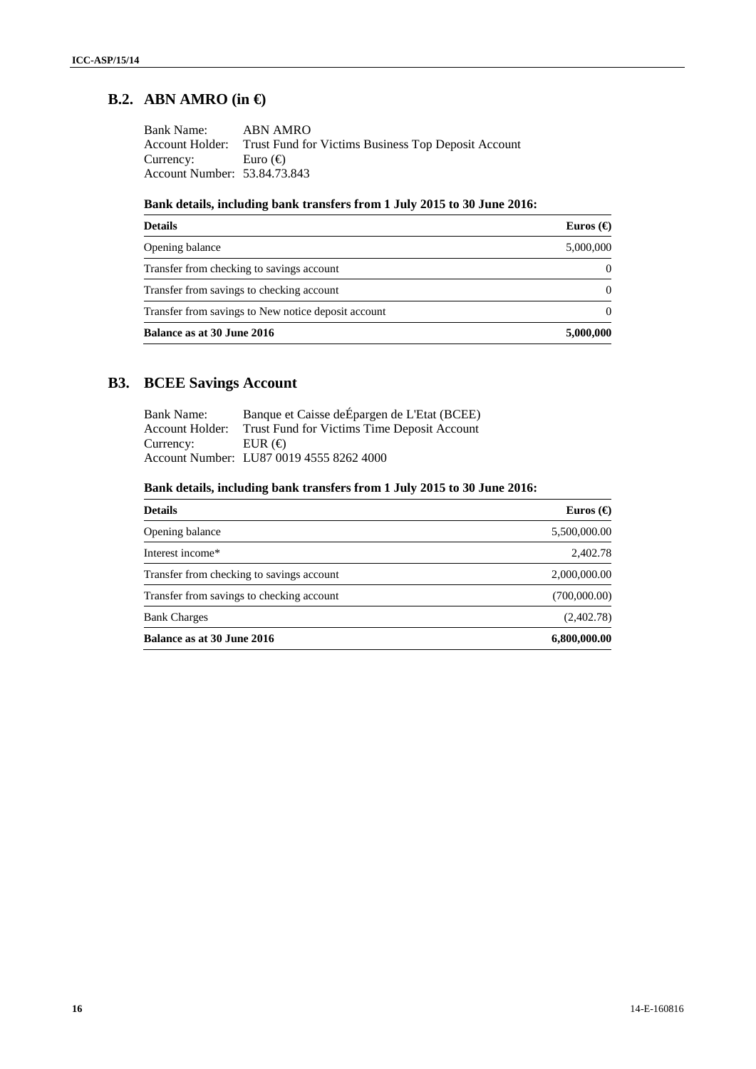## B.2. ABN AMRO (in €)

Bank Name: ABN AMRO
Account Holder: Trust Fund for Victims Business Top Deposit Account
Currency: Euro (€)
Account Number: 53.84.73.843

**Bank details, including bank transfers from 1 July 2015 to 30 June 2016:**

| Details | Euros (€) |
|---|---:|
| Opening balance | 5,000,000 |
| Transfer from checking to savings account | 0 |
| Transfer from savings to checking account | 0 |
| Transfer from savings to New notice deposit account | 0 |
| **Balance as at 30 June 2016** | **5,000,000** |

## B3. BCEE Savings Account

Bank Name: Banque et Caisse deÉpargen de L'Etat (BCEE)
Account Holder: Trust Fund for Victims Time Deposit Account
Currency: EUR (€)
Account Number: LU87 0019 4555 8262 4000

**Bank details, including bank transfers from 1 July 2015 to 30 June 2016:**

| Details | Euros (€) |
|---|---:|
| Opening balance | 5,500,000.00 |
| Interest income* | 2,402.78 |
| Transfer from checking to savings account | 2,000,000.00 |
| Transfer from savings to checking account | (700,000.00) |
| Bank Charges | (2,402.78) |
| **Balance as at 30 June 2016** | **6,800,000.00** |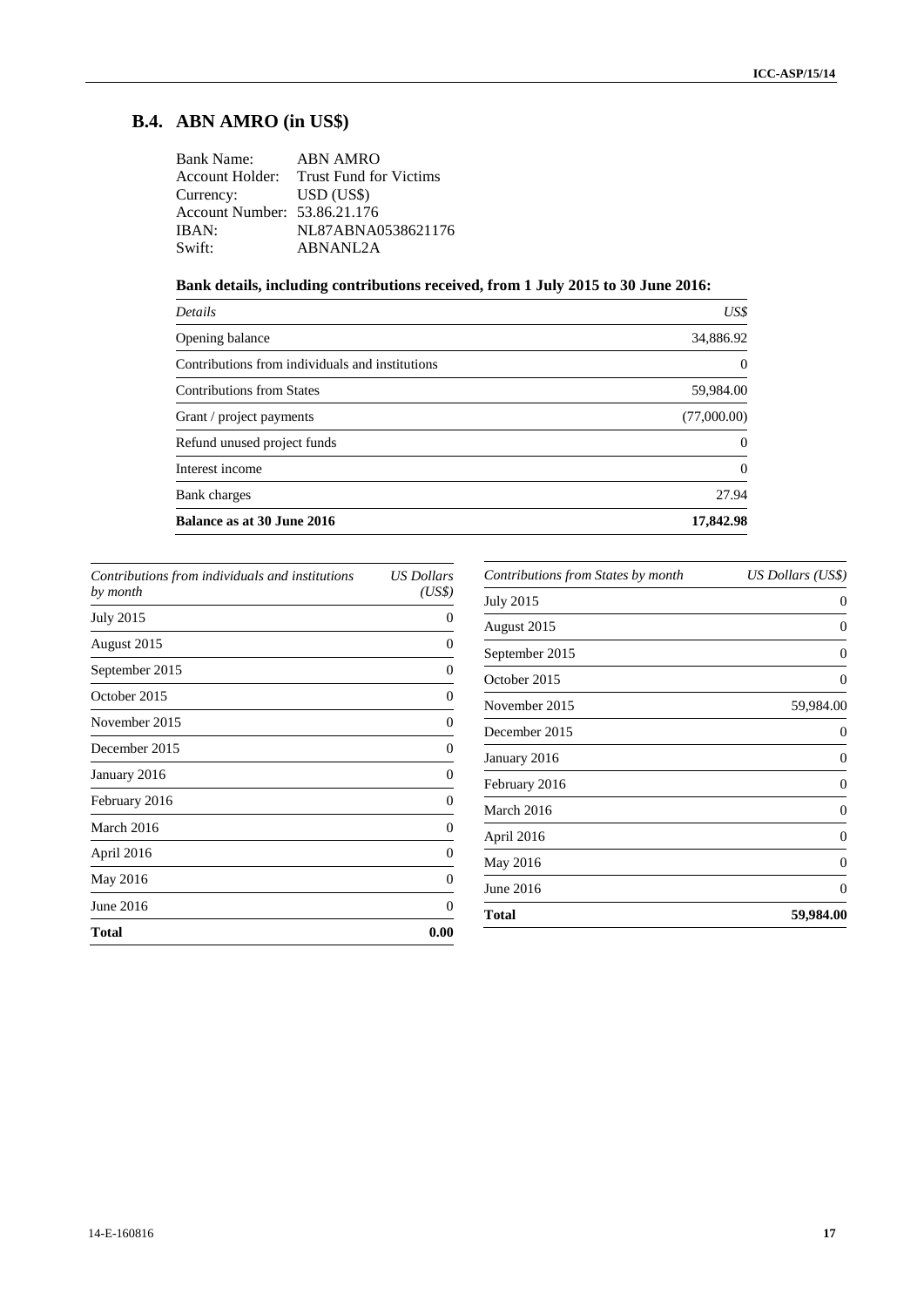## B.4. ABN AMRO (in US$)

Bank Name: ABN AMRO
Account Holder: Trust Fund for Victims
Currency: USD (US$)
Account Number: 53.86.21.176
IBAN: NL87ABNA0538621176
Swift: ABNANL2A

**Bank details, including contributions received, from 1 July 2015 to 30 June 2016:**

| *Details* | *US$* |
|---|---|
| Opening balance | 34,886.92 |
| Contributions from individuals and institutions | 0 |
| Contributions from States | 59,984.00 |
| Grant / project payments | (77,000.00) |
| Refund unused project funds | 0 |
| Interest income | 0 |
| Bank charges | 27.94 |
| **Balance as at 30 June 2016** | **17,842.98** |

| *Contributions from individuals and institutions by month* | *US Dollars (US$)* |
|---|---|
| July 2015 | 0 |
| August 2015 | 0 |
| September 2015 | 0 |
| October 2015 | 0 |
| November 2015 | 0 |
| December 2015 | 0 |
| January 2016 | 0 |
| February 2016 | 0 |
| March 2016 | 0 |
| April 2016 | 0 |
| May 2016 | 0 |
| June 2016 | 0 |
| **Total** | **0.00** |

| *Contributions from States by month* | *US Dollars (US$)* |
|---|---|
| July 2015 | 0 |
| August 2015 | 0 |
| September 2015 | 0 |
| October 2015 | 0 |
| November 2015 | 59,984.00 |
| December 2015 | 0 |
| January 2016 | 0 |
| February 2016 | 0 |
| March 2016 | 0 |
| April 2016 | 0 |
| May 2016 | 0 |
| June 2016 | 0 |
| **Total** | **59,984.00** |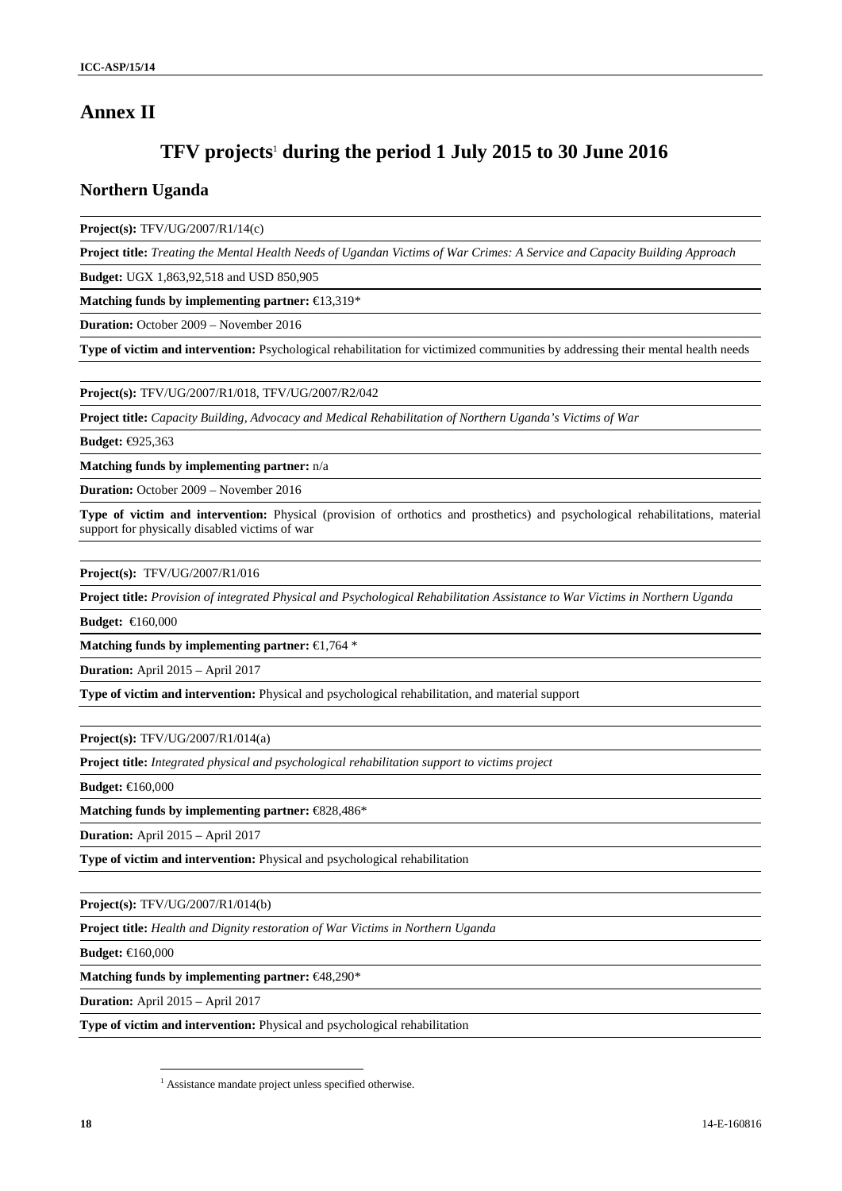# Annex II

## TFV projects[1] during the period 1 July 2015 to 30 June 2016

### Northern Uganda

**Project(s):** TFV/UG/2007/R1/14(c)

**Project title:** *Treating the Mental Health Needs of Ugandan Victims of War Crimes: A Service and Capacity Building Approach*

**Budget:** UGX 1,863,92,518 and USD 850,905

**Matching funds by implementing partner:** €13,319*

**Duration:** October 2009 – November 2016

**Type of victim and intervention:** Psychological rehabilitation for victimized communities by addressing their mental health needs

---

**Project(s):** TFV/UG/2007/R1/018, TFV/UG/2007/R2/042

**Project title:** *Capacity Building, Advocacy and Medical Rehabilitation of Northern Uganda's Victims of War*

**Budget:** €925,363

**Matching funds by implementing partner:** n/a

**Duration:** October 2009 – November 2016

**Type of victim and intervention:** Physical (provision of orthotics and prosthetics) and psychological rehabilitations, material support for physically disabled victims of war

---

**Project(s):** TFV/UG/2007/R1/016

**Project title:** *Provision of integrated Physical and Psychological Rehabilitation Assistance to War Victims in Northern Uganda*

**Budget:** €160,000

**Matching funds by implementing partner:** €1,764 *

**Duration:** April 2015 – April 2017

**Type of victim and intervention:** Physical and psychological rehabilitation, and material support

---

**Project(s):** TFV/UG/2007/R1/014(a)

**Project title:** *Integrated physical and psychological rehabilitation support to victims project*

**Budget:** €160,000

**Matching funds by implementing partner:** €828,486*

**Duration:** April 2015 – April 2017

**Type of victim and intervention:** Physical and psychological rehabilitation

---

**Project(s):** TFV/UG/2007/R1/014(b)

**Project title:** *Health and Dignity restoration of War Victims in Northern Uganda*

**Budget:** €160,000

**Matching funds by implementing partner:** €48,290*

**Duration:** April 2015 – April 2017

**Type of victim and intervention:** Physical and psychological rehabilitation

---

[1] Assistance mandate project unless specified otherwise.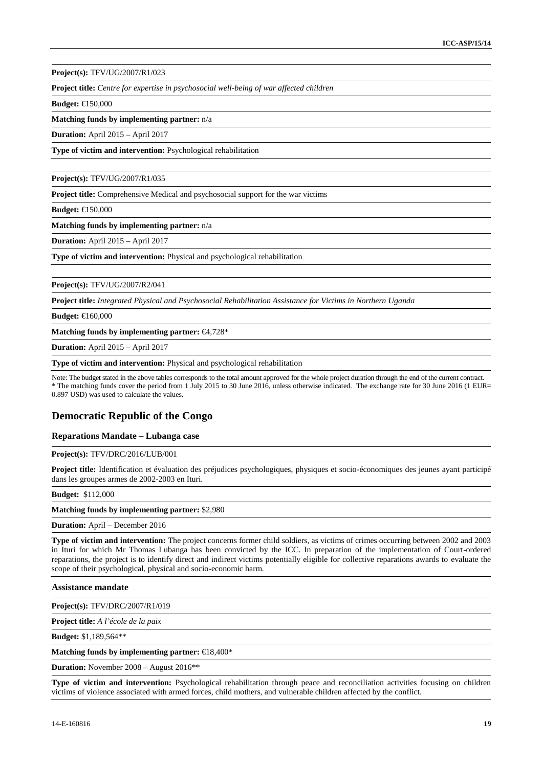**Project(s):** TFV/UG/2007/R1/023

**Project title:** *Centre for expertise in psychosocial well-being of war affected children*

**Budget:** €150,000

**Matching funds by implementing partner:** n/a

**Duration:** April 2015 – April 2017

**Type of victim and intervention:** Psychological rehabilitation

**Project(s):** TFV/UG/2007/R1/035

**Project title:** Comprehensive Medical and psychosocial support for the war victims

**Budget:** €150,000

**Matching funds by implementing partner:** n/a

**Duration:** April 2015 – April 2017

**Type of victim and intervention:** Physical and psychological rehabilitation

**Project(s):** TFV/UG/2007/R2/041

**Project title:** *Integrated Physical and Psychosocial Rehabilitation Assistance for Victims in Northern Uganda*

**Budget:** €160,000

**Matching funds by implementing partner:** €4,728*

**Duration:** April 2015 – April 2017

**Type of victim and intervention:** Physical and psychological rehabilitation

Note: The budget stated in the above tables corresponds to the total amount approved for the whole project duration through the end of the current contract.
* The matching funds cover the period from 1 July 2015 to 30 June 2016, unless otherwise indicated. The exchange rate for 30 June 2016 (1 EUR= 0.897 USD) was used to calculate the values.

## Democratic Republic of the Congo

### Reparations Mandate – Lubanga case

**Project(s):** TFV/DRC/2016/LUB/001

**Project title:** Identification et évaluation des préjudices psychologiques, physiques et socio-économiques des jeunes ayant participé dans les groupes armes de 2002-2003 en Ituri.

**Budget:** $112,000

**Matching funds by implementing partner:** $2,980

**Duration:** April – December 2016

**Type of victim and intervention:** The project concerns former child soldiers, as victims of crimes occurring between 2002 and 2003 in Ituri for which Mr Thomas Lubanga has been convicted by the ICC. In preparation of the implementation of Court-ordered reparations, the project is to identify direct and indirect victims potentially eligible for collective reparations awards to evaluate the scope of their psychological, physical and socio-economic harm.

### Assistance mandate

**Project(s):** TFV/DRC/2007/R1/019

**Project title:** *A l'école de la paix*

**Budget:** $1,189,564**

**Matching funds by implementing partner:** €18,400*

**Duration:** November 2008 – August 2016**

**Type of victim and intervention:** Psychological rehabilitation through peace and reconciliation activities focusing on children victims of violence associated with armed forces, child mothers, and vulnerable children affected by the conflict.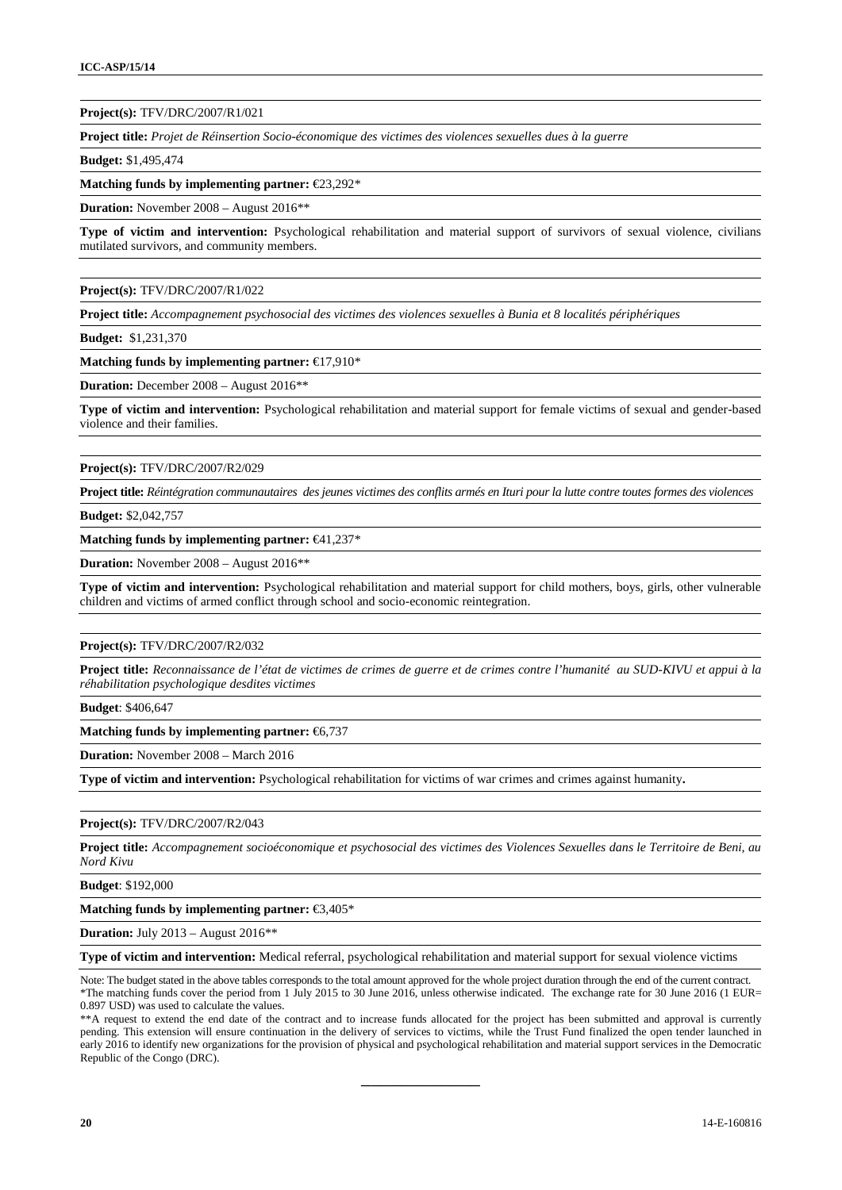**Project(s):** TFV/DRC/2007/R1/021

**Project title:** *Projet de Réinsertion Socio-économique des victimes des violences sexuelles dues à la guerre*

**Budget:** $1,495,474

**Matching funds by implementing partner:** €23,292*

**Duration:** November 2008 – August 2016**

**Type of victim and intervention:** Psychological rehabilitation and material support of survivors of sexual violence, civilians mutilated survivors, and community members.

**Project(s):** TFV/DRC/2007/R1/022

**Project title:** *Accompagnement psychosocial des victimes des violences sexuelles à Bunia et 8 localités périphériques*

**Budget:** $1,231,370

**Matching funds by implementing partner:** €17,910*

**Duration:** December 2008 – August 2016**

**Type of victim and intervention:** Psychological rehabilitation and material support for female victims of sexual and gender-based violence and their families.

**Project(s):** TFV/DRC/2007/R2/029

**Project title:** *Réintégration communautaires des jeunes victimes des conflits armés en Ituri pour la lutte contre toutes formes des violences*

**Budget:** $2,042,757

**Matching funds by implementing partner:** €41,237*

**Duration:** November 2008 – August 2016**

**Type of victim and intervention:** Psychological rehabilitation and material support for child mothers, boys, girls, other vulnerable children and victims of armed conflict through school and socio-economic reintegration.

**Project(s):** TFV/DRC/2007/R2/032

**Project title:** *Reconnaissance de l'état de victimes de crimes de guerre et de crimes contre l'humanité au SUD-KIVU et appui à la réhabilitation psychologique desdites victimes*

**Budget**: $406,647

**Matching funds by implementing partner:** €6,737

**Duration:** November 2008 – March 2016

**Type of victim and intervention:** Psychological rehabilitation for victims of war crimes and crimes against humanity**.**

**Project(s):** TFV/DRC/2007/R2/043

**Project title:** *Accompagnement socioéconomique et psychosocial des victimes des Violences Sexuelles dans le Territoire de Beni, au Nord Kivu*

**Budget**: $192,000

**Matching funds by implementing partner:** €3,405*

**Duration:** July 2013 – August 2016**

**Type of victim and intervention:** Medical referral, psychological rehabilitation and material support for sexual violence victims

Note: The budget stated in the above tables corresponds to the total amount approved for the whole project duration through the end of the current contract.
*The matching funds cover the period from 1 July 2015 to 30 June 2016, unless otherwise indicated. The exchange rate for 30 June 2016 (1 EUR= 0.897 USD) was used to calculate the values.
**A request to extend the end date of the contract and to increase funds allocated for the project has been submitted and approval is currently pending. This extension will ensure continuation in the delivery of services to victims, while the Trust Fund finalized the open tender launched in early 2016 to identify new organizations for the provision of physical and psychological rehabilitation and material support services in the Democratic Republic of the Congo (DRC).

---